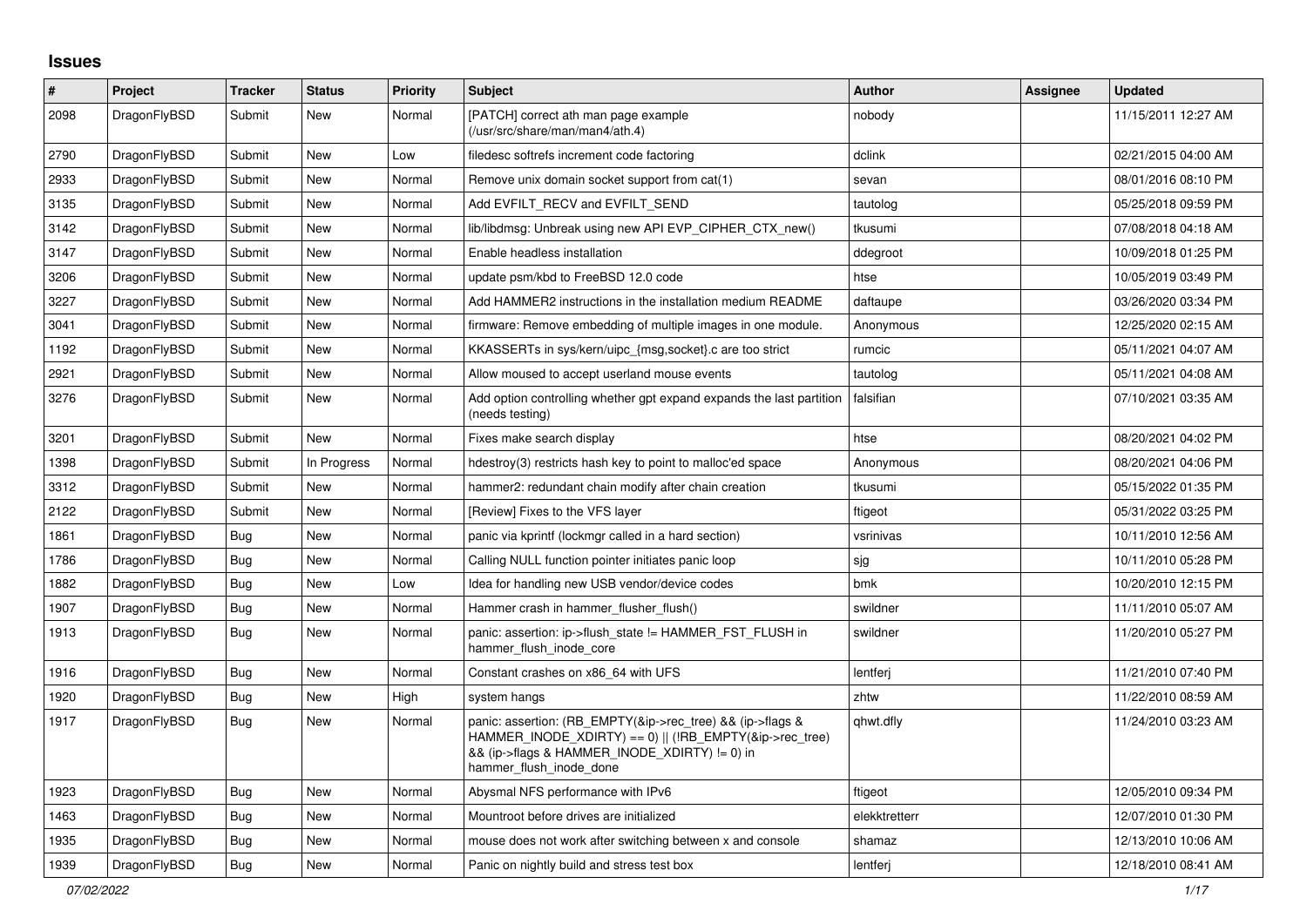# Issues

| # | Project | Tracker | Status | Priority | Subject | Author | Assignee | Updated |
|---|---|---|---|---|---|---|---|---|
| 2098 | DragonFlyBSD | Submit | New | Normal | [PATCH] correct ath man page example (/usr/src/share/man/man4/ath.4) | nobody | | 11/15/2011 12:27 AM |
| 2790 | DragonFlyBSD | Submit | New | Low | filedesc softrefs increment code factoring | dclink | | 02/21/2015 04:00 AM |
| 2933 | DragonFlyBSD | Submit | New | Normal | Remove unix domain socket support from cat(1) | sevan | | 08/01/2016 08:10 PM |
| 3135 | DragonFlyBSD | Submit | New | Normal | Add EVFILT_RECV and EVFILT_SEND | tautolog | | 05/25/2018 09:59 PM |
| 3142 | DragonFlyBSD | Submit | New | Normal | lib/libdmsg: Unbreak using new API EVP_CIPHER_CTX_new() | tkusumi | | 07/08/2018 04:18 AM |
| 3147 | DragonFlyBSD | Submit | New | Normal | Enable headless installation | ddegroot | | 10/09/2018 01:25 PM |
| 3206 | DragonFlyBSD | Submit | New | Normal | update psm/kbd to FreeBSD 12.0 code | htse | | 10/05/2019 03:49 PM |
| 3227 | DragonFlyBSD | Submit | New | Normal | Add HAMMER2 instructions in the installation medium README | daftaupe | | 03/26/2020 03:34 PM |
| 3041 | DragonFlyBSD | Submit | New | Normal | firmware: Remove embedding of multiple images in one module. | Anonymous | | 12/25/2020 02:15 AM |
| 1192 | DragonFlyBSD | Submit | New | Normal | KKASSERTs in sys/kern/uipc_{msg,socket}.c are too strict | rumcic | | 05/11/2021 04:07 AM |
| 2921 | DragonFlyBSD | Submit | New | Normal | Allow moused to accept userland mouse events | tautolog | | 05/11/2021 04:08 AM |
| 3276 | DragonFlyBSD | Submit | New | Normal | Add option controlling whether gpt expand expands the last partition (needs testing) | falsifian | | 07/10/2021 03:35 AM |
| 3201 | DragonFlyBSD | Submit | New | Normal | Fixes make search display | htse | | 08/20/2021 04:02 PM |
| 1398 | DragonFlyBSD | Submit | In Progress | Normal | hdestroy(3) restricts hash key to point to malloc'ed space | Anonymous | | 08/20/2021 04:06 PM |
| 3312 | DragonFlyBSD | Submit | New | Normal | hammer2: redundant chain modify after chain creation | tkusumi | | 05/15/2022 01:35 PM |
| 2122 | DragonFlyBSD | Submit | New | Normal | [Review] Fixes to the VFS layer | ftigeot | | 05/31/2022 03:25 PM |
| 1861 | DragonFlyBSD | Bug | New | Normal | panic via kprintf (lockmgr called in a hard section) | vsrinivas | | 10/11/2010 12:56 AM |
| 1786 | DragonFlyBSD | Bug | New | Normal | Calling NULL function pointer initiates panic loop | sjg | | 10/11/2010 05:28 PM |
| 1882 | DragonFlyBSD | Bug | New | Low | Idea for handling new USB vendor/device codes | bmk | | 10/20/2010 12:15 PM |
| 1907 | DragonFlyBSD | Bug | New | Normal | Hammer crash in hammer_flusher_flush() | swildner | | 11/11/2010 05:07 AM |
| 1913 | DragonFlyBSD | Bug | New | Normal | panic: assertion: ip->flush_state != HAMMER_FST_FLUSH in hammer_flush_inode_core | swildner | | 11/20/2010 05:27 PM |
| 1916 | DragonFlyBSD | Bug | New | Normal | Constant crashes on x86_64 with UFS | lentferj | | 11/21/2010 07:40 PM |
| 1920 | DragonFlyBSD | Bug | New | High | system hangs | zhtw | | 11/22/2010 08:59 AM |
| 1917 | DragonFlyBSD | Bug | New | Normal | panic: assertion: (RB_EMPTY(&ip->rec_tree) && (ip->flags & HAMMER_INODE_XDIRTY) == 0) \|\| (!RB_EMPTY(&ip->rec_tree) && (ip->flags & HAMMER_INODE_XDIRTY) != 0) in hammer_flush_inode_done | qhwt.dfly | | 11/24/2010 03:23 AM |
| 1923 | DragonFlyBSD | Bug | New | Normal | Abysmal NFS performance with IPv6 | ftigeot | | 12/05/2010 09:34 PM |
| 1463 | DragonFlyBSD | Bug | New | Normal | Mountroot before drives are initialized | elekktretterr | | 12/07/2010 01:30 PM |
| 1935 | DragonFlyBSD | Bug | New | Normal | mouse does not work after switching between x and console | shamaz | | 12/13/2010 10:06 AM |
| 1939 | DragonFlyBSD | Bug | New | Normal | Panic on nightly build and stress test box | lentferj | | 12/18/2010 08:41 AM |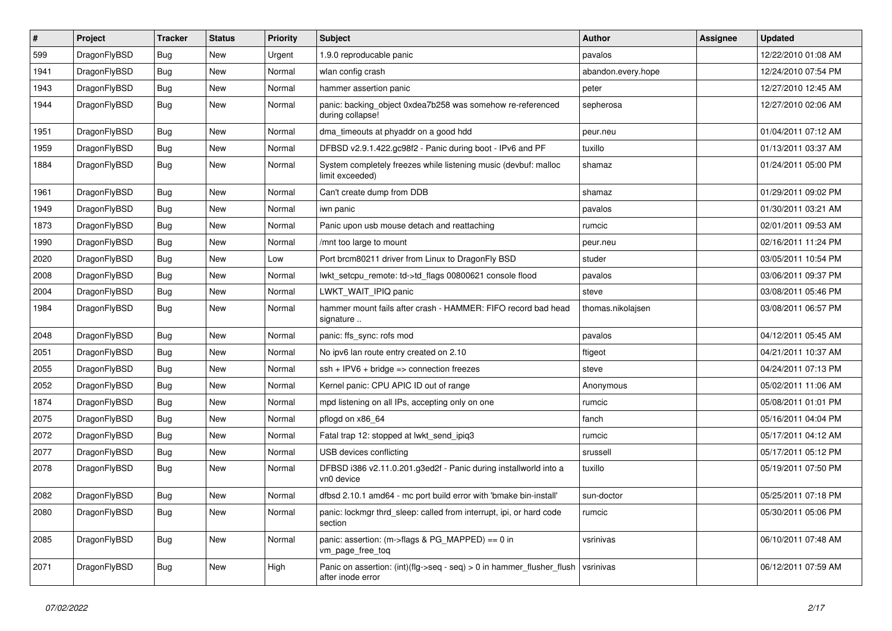| # | Project | Tracker | Status | Priority | Subject | Author | Assignee | Updated |
|---|---|---|---|---|---|---|---|---|
| 599 | DragonFlyBSD | Bug | New | Urgent | 1.9.0 reproducable panic | pavalos | | 12/22/2010 01:08 AM |
| 1941 | DragonFlyBSD | Bug | New | Normal | wlan config crash | abandon.every.hope | | 12/24/2010 07:54 PM |
| 1943 | DragonFlyBSD | Bug | New | Normal | hammer assertion panic | peter | | 12/27/2010 12:45 AM |
| 1944 | DragonFlyBSD | Bug | New | Normal | panic: backing_object 0xdea7b258 was somehow re-referenced during collapse! | sepherosa | | 12/27/2010 02:06 AM |
| 1951 | DragonFlyBSD | Bug | New | Normal | dma_timeouts at phyaddr on a good hdd | peur.neu | | 01/04/2011 07:12 AM |
| 1959 | DragonFlyBSD | Bug | New | Normal | DFBSD v2.9.1.422.gc98f2 - Panic during boot - IPv6 and PF | tuxillo | | 01/13/2011 03:37 AM |
| 1884 | DragonFlyBSD | Bug | New | Normal | System completely freezes while listening music (devbuf: malloc limit exceeded) | shamaz | | 01/24/2011 05:00 PM |
| 1961 | DragonFlyBSD | Bug | New | Normal | Can't create dump from DDB | shamaz | | 01/29/2011 09:02 PM |
| 1949 | DragonFlyBSD | Bug | New | Normal | iwn panic | pavalos | | 01/30/2011 03:21 AM |
| 1873 | DragonFlyBSD | Bug | New | Normal | Panic upon usb mouse detach and reattaching | rumcic | | 02/01/2011 09:53 AM |
| 1990 | DragonFlyBSD | Bug | New | Normal | /mnt too large to mount | peur.neu | | 02/16/2011 11:24 PM |
| 2020 | DragonFlyBSD | Bug | New | Low | Port brcm80211 driver from Linux to DragonFly BSD | studer | | 03/05/2011 10:54 PM |
| 2008 | DragonFlyBSD | Bug | New | Normal | lwkt_setcpu_remote: td->td_flags 00800621 console flood | pavalos | | 03/06/2011 09:37 PM |
| 2004 | DragonFlyBSD | Bug | New | Normal | LWKT_WAIT_IPIQ panic | steve | | 03/08/2011 05:46 PM |
| 1984 | DragonFlyBSD | Bug | New | Normal | hammer mount fails after crash - HAMMER: FIFO record bad head signature .. | thomas.nikolajsen | | 03/08/2011 06:57 PM |
| 2048 | DragonFlyBSD | Bug | New | Normal | panic: ffs_sync: rofs mod | pavalos | | 04/12/2011 05:45 AM |
| 2051 | DragonFlyBSD | Bug | New | Normal | No ipv6 lan route entry created on 2.10 | ftigeot | | 04/21/2011 10:37 AM |
| 2055 | DragonFlyBSD | Bug | New | Normal | ssh + IPV6 + bridge => connection freezes | steve | | 04/24/2011 07:13 PM |
| 2052 | DragonFlyBSD | Bug | New | Normal | Kernel panic: CPU APIC ID out of range | Anonymous | | 05/02/2011 11:06 AM |
| 1874 | DragonFlyBSD | Bug | New | Normal | mpd listening on all IPs, accepting only on one | rumcic | | 05/08/2011 01:01 PM |
| 2075 | DragonFlyBSD | Bug | New | Normal | pflogd on x86_64 | fanch | | 05/16/2011 04:04 PM |
| 2072 | DragonFlyBSD | Bug | New | Normal | Fatal trap 12: stopped at lwkt_send_ipiq3 | rumcic | | 05/17/2011 04:12 AM |
| 2077 | DragonFlyBSD | Bug | New | Normal | USB devices conflicting | srussell | | 05/17/2011 05:12 PM |
| 2078 | DragonFlyBSD | Bug | New | Normal | DFBSD i386 v2.11.0.201.g3ed2f - Panic during installworld into a vn0 device | tuxillo | | 05/19/2011 07:50 PM |
| 2082 | DragonFlyBSD | Bug | New | Normal | dfbsd 2.10.1 amd64 - mc port build error with 'bmake bin-install' | sun-doctor | | 05/25/2011 07:18 PM |
| 2080 | DragonFlyBSD | Bug | New | Normal | panic: lockmgr thrd_sleep: called from interrupt, ipi, or hard code section | rumcic | | 05/30/2011 05:06 PM |
| 2085 | DragonFlyBSD | Bug | New | Normal | panic: assertion: (m->flags & PG_MAPPED) == 0 in vm_page_free_toq | vsrinivas | | 06/10/2011 07:48 AM |
| 2071 | DragonFlyBSD | Bug | New | High | Panic on assertion: (int)(flg->seq - seq) > 0 in hammer_flusher_flush after inode error | vsrinivas | | 06/12/2011 07:59 AM |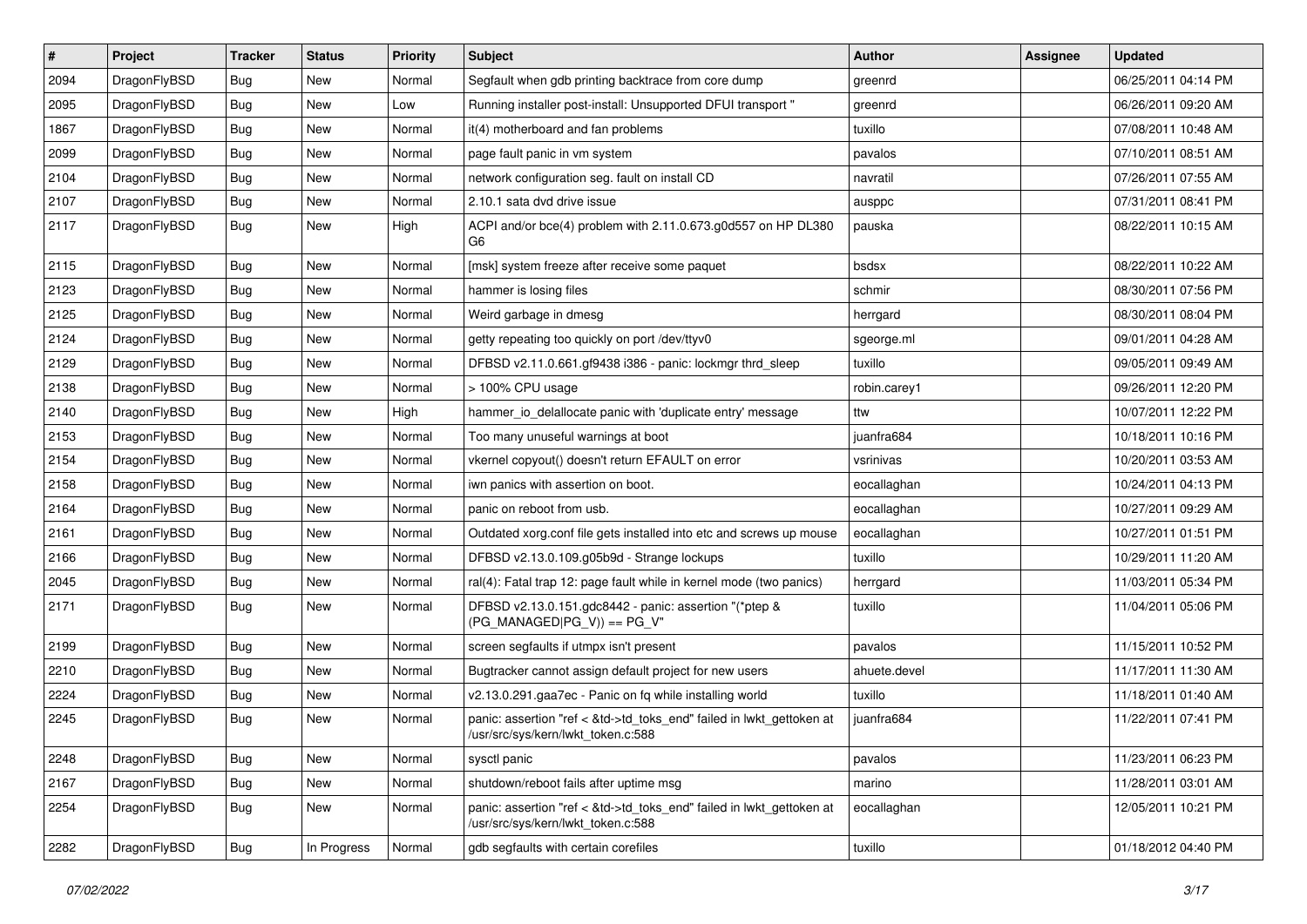| # | Project | Tracker | Status | Priority | Subject | Author | Assignee | Updated |
| --- | --- | --- | --- | --- | --- | --- | --- | --- |
| 2094 | DragonFlyBSD | Bug | New | Normal | Segfault when gdb printing backtrace from core dump | greenrd | | 06/25/2011 04:14 PM |
| 2095 | DragonFlyBSD | Bug | New | Low | Running installer post-install: Unsupported DFUI transport " | greenrd | | 06/26/2011 09:20 AM |
| 1867 | DragonFlyBSD | Bug | New | Normal | it(4) motherboard and fan problems | tuxillo | | 07/08/2011 10:48 AM |
| 2099 | DragonFlyBSD | Bug | New | Normal | page fault panic in vm system | pavalos | | 07/10/2011 08:51 AM |
| 2104 | DragonFlyBSD | Bug | New | Normal | network configuration seg. fault on install CD | navratil | | 07/26/2011 07:55 AM |
| 2107 | DragonFlyBSD | Bug | New | Normal | 2.10.1 sata dvd drive issue | ausppc | | 07/31/2011 08:41 PM |
| 2117 | DragonFlyBSD | Bug | New | High | ACPI and/or bce(4) problem with 2.11.0.673.g0d557 on HP DL380 G6 | pauska | | 08/22/2011 10:15 AM |
| 2115 | DragonFlyBSD | Bug | New | Normal | [msk] system freeze after receive some paquet | bsdsx | | 08/22/2011 10:22 AM |
| 2123 | DragonFlyBSD | Bug | New | Normal | hammer is losing files | schmir | | 08/30/2011 07:56 PM |
| 2125 | DragonFlyBSD | Bug | New | Normal | Weird garbage in dmesg | herrgard | | 08/30/2011 08:04 PM |
| 2124 | DragonFlyBSD | Bug | New | Normal | getty repeating too quickly on port /dev/ttyv0 | sgeorge.ml | | 09/01/2011 04:28 AM |
| 2129 | DragonFlyBSD | Bug | New | Normal | DFBSD v2.11.0.661.gf9438 i386 - panic: lockmgr thrd_sleep | tuxillo | | 09/05/2011 09:49 AM |
| 2138 | DragonFlyBSD | Bug | New | Normal | > 100% CPU usage | robin.carey1 | | 09/26/2011 12:20 PM |
| 2140 | DragonFlyBSD | Bug | New | High | hammer_io_delallocate panic with 'duplicate entry' message | ttw | | 10/07/2011 12:22 PM |
| 2153 | DragonFlyBSD | Bug | New | Normal | Too many unuseful warnings at boot | juanfra684 | | 10/18/2011 10:16 PM |
| 2154 | DragonFlyBSD | Bug | New | Normal | vkernel copyout() doesn't return EFAULT on error | vsrinivas | | 10/20/2011 03:53 AM |
| 2158 | DragonFlyBSD | Bug | New | Normal | iwn panics with assertion on boot. | eocallaghan | | 10/24/2011 04:13 PM |
| 2164 | DragonFlyBSD | Bug | New | Normal | panic on reboot from usb. | eocallaghan | | 10/27/2011 09:29 AM |
| 2161 | DragonFlyBSD | Bug | New | Normal | Outdated xorg.conf file gets installed into etc and screws up mouse | eocallaghan | | 10/27/2011 01:51 PM |
| 2166 | DragonFlyBSD | Bug | New | Normal | DFBSD v2.13.0.109.g05b9d - Strange lockups | tuxillo | | 10/29/2011 11:20 AM |
| 2045 | DragonFlyBSD | Bug | New | Normal | ral(4): Fatal trap 12: page fault while in kernel mode (two panics) | herrgard | | 11/03/2011 05:34 PM |
| 2171 | DragonFlyBSD | Bug | New | Normal | DFBSD v2.13.0.151.gdc8442 - panic: assertion "(*ptep & (PG_MANAGED\|PG_V)) == PG_V" | tuxillo | | 11/04/2011 05:06 PM |
| 2199 | DragonFlyBSD | Bug | New | Normal | screen segfaults if utmpx isn't present | pavalos | | 11/15/2011 10:52 PM |
| 2210 | DragonFlyBSD | Bug | New | Normal | Bugtracker cannot assign default project for new users | ahuete.devel | | 11/17/2011 11:30 AM |
| 2224 | DragonFlyBSD | Bug | New | Normal | v2.13.0.291.gaa7ec - Panic on fq while installing world | tuxillo | | 11/18/2011 01:40 AM |
| 2245 | DragonFlyBSD | Bug | New | Normal | panic: assertion "ref < &td->td_toks_end" failed in lwkt_gettoken at /usr/src/sys/kern/lwkt_token.c:588 | juanfra684 | | 11/22/2011 07:41 PM |
| 2248 | DragonFlyBSD | Bug | New | Normal | sysctl panic | pavalos | | 11/23/2011 06:23 PM |
| 2167 | DragonFlyBSD | Bug | New | Normal | shutdown/reboot fails after uptime msg | marino | | 11/28/2011 03:01 AM |
| 2254 | DragonFlyBSD | Bug | New | Normal | panic: assertion "ref < &td->td_toks_end" failed in lwkt_gettoken at /usr/src/sys/kern/lwkt_token.c:588 | eocallaghan | | 12/05/2011 10:21 PM |
| 2282 | DragonFlyBSD | Bug | In Progress | Normal | gdb segfaults with certain corefiles | tuxillo | | 01/18/2012 04:40 PM |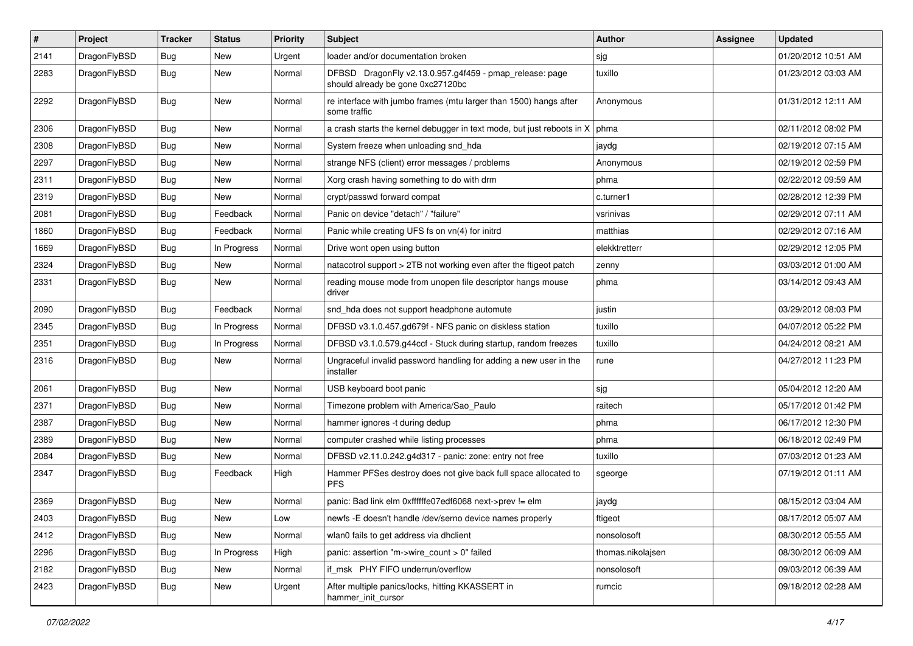| # | Project | Tracker | Status | Priority | Subject | Author | Assignee | Updated |
|---|---|---|---|---|---|---|---|---|
| 2141 | DragonFlyBSD | Bug | New | Urgent | loader and/or documentation broken | sjg | | 01/20/2012 10:51 AM |
| 2283 | DragonFlyBSD | Bug | New | Normal | DFBSD DragonFly v2.13.0.957.g4f459 - pmap_release: page should already be gone 0xc27120bc | tuxillo | | 01/23/2012 03:03 AM |
| 2292 | DragonFlyBSD | Bug | New | Normal | re interface with jumbo frames (mtu larger than 1500) hangs after some traffic | Anonymous | | 01/31/2012 12:11 AM |
| 2306 | DragonFlyBSD | Bug | New | Normal | a crash starts the kernel debugger in text mode, but just reboots in X | phma | | 02/11/2012 08:02 PM |
| 2308 | DragonFlyBSD | Bug | New | Normal | System freeze when unloading snd_hda | jaydg | | 02/19/2012 07:15 AM |
| 2297 | DragonFlyBSD | Bug | New | Normal | strange NFS (client) error messages / problems | Anonymous | | 02/19/2012 02:59 PM |
| 2311 | DragonFlyBSD | Bug | New | Normal | Xorg crash having something to do with drm | phma | | 02/22/2012 09:59 AM |
| 2319 | DragonFlyBSD | Bug | New | Normal | crypt/passwd forward compat | c.turner1 | | 02/28/2012 12:39 PM |
| 2081 | DragonFlyBSD | Bug | Feedback | Normal | Panic on device "detach" / "failure" | vsrinivas | | 02/29/2012 07:11 AM |
| 1860 | DragonFlyBSD | Bug | Feedback | Normal | Panic while creating UFS fs on vn(4) for initrd | matthias | | 02/29/2012 07:16 AM |
| 1669 | DragonFlyBSD | Bug | In Progress | Normal | Drive wont open using button | elekktretterr | | 02/29/2012 12:05 PM |
| 2324 | DragonFlyBSD | Bug | New | Normal | natacotrol support > 2TB not working even after the ftigeot patch | zenny | | 03/03/2012 01:00 AM |
| 2331 | DragonFlyBSD | Bug | New | Normal | reading mouse mode from unopen file descriptor hangs mouse driver | phma | | 03/14/2012 09:43 AM |
| 2090 | DragonFlyBSD | Bug | Feedback | Normal | snd_hda does not support headphone automute | justin | | 03/29/2012 08:03 PM |
| 2345 | DragonFlyBSD | Bug | In Progress | Normal | DFBSD v3.1.0.457.gd679f - NFS panic on diskless station | tuxillo | | 04/07/2012 05:22 PM |
| 2351 | DragonFlyBSD | Bug | In Progress | Normal | DFBSD v3.1.0.579.g44ccf - Stuck during startup, random freezes | tuxillo | | 04/24/2012 08:21 AM |
| 2316 | DragonFlyBSD | Bug | New | Normal | Ungraceful invalid password handling for adding a new user in the installer | rune | | 04/27/2012 11:23 PM |
| 2061 | DragonFlyBSD | Bug | New | Normal | USB keyboard boot panic | sjg | | 05/04/2012 12:20 AM |
| 2371 | DragonFlyBSD | Bug | New | Normal | Timezone problem with America/Sao_Paulo | raitech | | 05/17/2012 01:42 PM |
| 2387 | DragonFlyBSD | Bug | New | Normal | hammer ignores -t during dedup | phma | | 06/17/2012 12:30 PM |
| 2389 | DragonFlyBSD | Bug | New | Normal | computer crashed while listing processes | phma | | 06/18/2012 02:49 PM |
| 2084 | DragonFlyBSD | Bug | New | Normal | DFBSD v2.11.0.242.g4d317 - panic: zone: entry not free | tuxillo | | 07/03/2012 01:23 AM |
| 2347 | DragonFlyBSD | Bug | Feedback | High | Hammer PFSes destroy does not give back full space allocated to PFS | sgeorge | | 07/19/2012 01:11 AM |
| 2369 | DragonFlyBSD | Bug | New | Normal | panic: Bad link elm 0xffffffe07edf6068 next->prev != elm | jaydg | | 08/15/2012 03:04 AM |
| 2403 | DragonFlyBSD | Bug | New | Low | newfs -E doesn't handle /dev/serno device names properly | ftigeot | | 08/17/2012 05:07 AM |
| 2412 | DragonFlyBSD | Bug | New | Normal | wlan0 fails to get address via dhclient | nonsolosoft | | 08/30/2012 05:55 AM |
| 2296 | DragonFlyBSD | Bug | In Progress | High | panic: assertion "m->wire_count > 0" failed | thomas.nikolajsen | | 08/30/2012 06:09 AM |
| 2182 | DragonFlyBSD | Bug | New | Normal | if_msk PHY FIFO underrun/overflow | nonsolosoft | | 09/03/2012 06:39 AM |
| 2423 | DragonFlyBSD | Bug | New | Urgent | After multiple panics/locks, hitting KKASSERT in hammer_init_cursor | rumcic | | 09/18/2012 02:28 AM |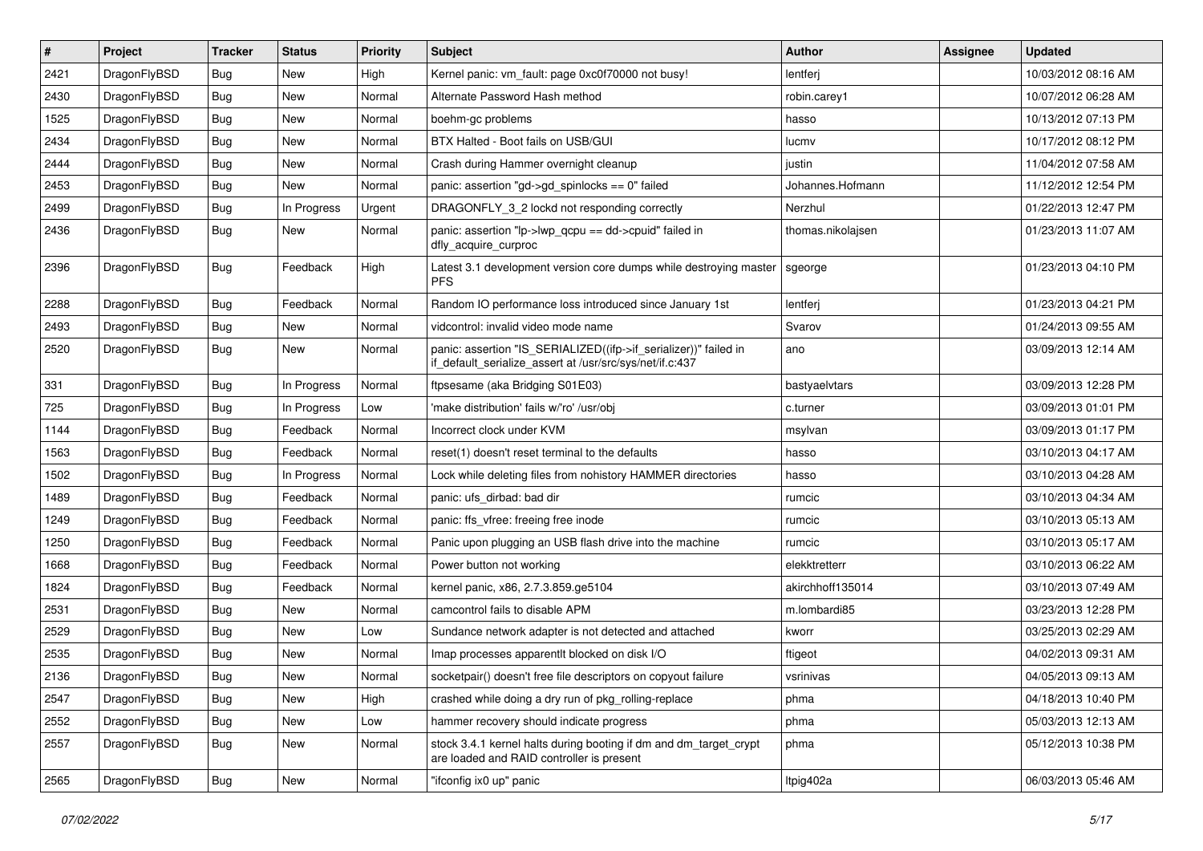| # | Project | Tracker | Status | Priority | Subject | Author | Assignee | Updated |
|---|---|---|---|---|---|---|---|---|
| 2421 | DragonFlyBSD | Bug | New | High | Kernel panic: vm_fault: page 0xc0f70000 not busy! | lentferj | | 10/03/2012 08:16 AM |
| 2430 | DragonFlyBSD | Bug | New | Normal | Alternate Password Hash method | robin.carey1 | | 10/07/2012 06:28 AM |
| 1525 | DragonFlyBSD | Bug | New | Normal | boehm-gc problems | hasso | | 10/13/2012 07:13 PM |
| 2434 | DragonFlyBSD | Bug | New | Normal | BTX Halted - Boot fails on USB/GUI | lucmv | | 10/17/2012 08:12 PM |
| 2444 | DragonFlyBSD | Bug | New | Normal | Crash during Hammer overnight cleanup | justin | | 11/04/2012 07:58 AM |
| 2453 | DragonFlyBSD | Bug | New | Normal | panic: assertion "gd->gd_spinlocks == 0" failed | Johannes.Hofmann | | 11/12/2012 12:54 PM |
| 2499 | DragonFlyBSD | Bug | In Progress | Urgent | DRAGONFLY_3_2 lockd not responding correctly | Nerzhul | | 01/22/2013 12:47 PM |
| 2436 | DragonFlyBSD | Bug | New | Normal | panic: assertion "lp->lwp_qcpu == dd->cpuid" failed in dfly_acquire_curproc | thomas.nikolajsen | | 01/23/2013 11:07 AM |
| 2396 | DragonFlyBSD | Bug | Feedback | High | Latest 3.1 development version core dumps while destroying master PFS | sgeorge | | 01/23/2013 04:10 PM |
| 2288 | DragonFlyBSD | Bug | Feedback | Normal | Random IO performance loss introduced since January 1st | lentferj | | 01/23/2013 04:21 PM |
| 2493 | DragonFlyBSD | Bug | New | Normal | vidcontrol: invalid video mode name | Svarov | | 01/24/2013 09:55 AM |
| 2520 | DragonFlyBSD | Bug | New | Normal | panic: assertion "IS_SERIALIZED((ifp->if_serializer))" failed in if_default_serialize_assert at /usr/src/sys/net/if.c:437 | ano | | 03/09/2013 12:14 AM |
| 331 | DragonFlyBSD | Bug | In Progress | Normal | ftpsesame (aka Bridging S01E03) | bastyaelvtars | | 03/09/2013 12:28 PM |
| 725 | DragonFlyBSD | Bug | In Progress | Low | 'make distribution' fails w/'ro' /usr/obj | c.turner | | 03/09/2013 01:01 PM |
| 1144 | DragonFlyBSD | Bug | Feedback | Normal | Incorrect clock under KVM | msylvan | | 03/09/2013 01:17 PM |
| 1563 | DragonFlyBSD | Bug | Feedback | Normal | reset(1) doesn't reset terminal to the defaults | hasso | | 03/10/2013 04:17 AM |
| 1502 | DragonFlyBSD | Bug | In Progress | Normal | Lock while deleting files from nohistory HAMMER directories | hasso | | 03/10/2013 04:28 AM |
| 1489 | DragonFlyBSD | Bug | Feedback | Normal | panic: ufs_dirbad: bad dir | rumcic | | 03/10/2013 04:34 AM |
| 1249 | DragonFlyBSD | Bug | Feedback | Normal | panic: ffs_vfree: freeing free inode | rumcic | | 03/10/2013 05:13 AM |
| 1250 | DragonFlyBSD | Bug | Feedback | Normal | Panic upon plugging an USB flash drive into the machine | rumcic | | 03/10/2013 05:17 AM |
| 1668 | DragonFlyBSD | Bug | Feedback | Normal | Power button not working | elekktretterr | | 03/10/2013 06:22 AM |
| 1824 | DragonFlyBSD | Bug | Feedback | Normal | kernel panic, x86, 2.7.3.859.ge5104 | akirchhoff135014 | | 03/10/2013 07:49 AM |
| 2531 | DragonFlyBSD | Bug | New | Normal | camcontrol fails to disable APM | m.lombardi85 | | 03/23/2013 12:28 PM |
| 2529 | DragonFlyBSD | Bug | New | Low | Sundance network adapter is not detected and attached | kworr | | 03/25/2013 02:29 AM |
| 2535 | DragonFlyBSD | Bug | New | Normal | Imap processes apparentlt blocked on disk I/O | ftigeot | | 04/02/2013 09:31 AM |
| 2136 | DragonFlyBSD | Bug | New | Normal | socketpair() doesn't free file descriptors on copyout failure | vsrinivas | | 04/05/2013 09:13 AM |
| 2547 | DragonFlyBSD | Bug | New | High | crashed while doing a dry run of pkg_rolling-replace | phma | | 04/18/2013 10:40 PM |
| 2552 | DragonFlyBSD | Bug | New | Low | hammer recovery should indicate progress | phma | | 05/03/2013 12:13 AM |
| 2557 | DragonFlyBSD | Bug | New | Normal | stock 3.4.1 kernel halts during booting if dm and dm_target_crypt are loaded and RAID controller is present | phma | | 05/12/2013 10:38 PM |
| 2565 | DragonFlyBSD | Bug | New | Normal | "ifconfig ix0 up" panic | ltpig402a | | 06/03/2013 05:46 AM |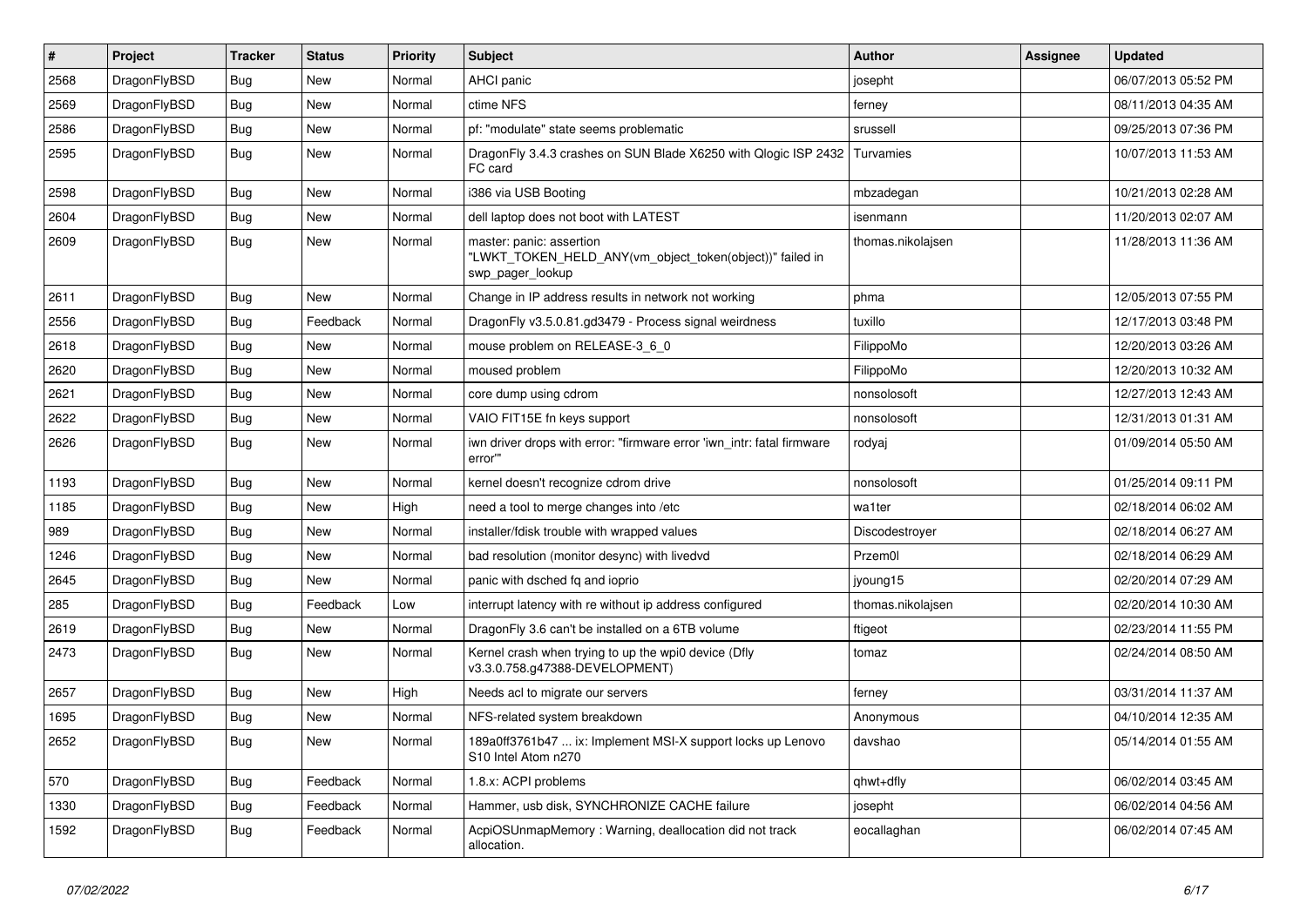| # | Project | Tracker | Status | Priority | Subject | Author | Assignee | Updated |
|---|---|---|---|---|---|---|---|---|
| 2568 | DragonFlyBSD | Bug | New | Normal | AHCI panic | josepht | | 06/07/2013 05:52 PM |
| 2569 | DragonFlyBSD | Bug | New | Normal | ctime NFS | ferney | | 08/11/2013 04:35 AM |
| 2586 | DragonFlyBSD | Bug | New | Normal | pf: "modulate" state seems problematic | srussell | | 09/25/2013 07:36 PM |
| 2595 | DragonFlyBSD | Bug | New | Normal | DragonFly 3.4.3 crashes on SUN Blade X6250 with Qlogic ISP 2432 FC card | Turvamies | | 10/07/2013 11:53 AM |
| 2598 | DragonFlyBSD | Bug | New | Normal | i386 via USB Booting | mbzadegan | | 10/21/2013 02:28 AM |
| 2604 | DragonFlyBSD | Bug | New | Normal | dell laptop does not boot with LATEST | isenmann | | 11/20/2013 02:07 AM |
| 2609 | DragonFlyBSD | Bug | New | Normal | master: panic: assertion "LWKT_TOKEN_HELD_ANY(vm_object_token(object))" failed in swp_pager_lookup | thomas.nikolajsen | | 11/28/2013 11:36 AM |
| 2611 | DragonFlyBSD | Bug | New | Normal | Change in IP address results in network not working | phma | | 12/05/2013 07:55 PM |
| 2556 | DragonFlyBSD | Bug | Feedback | Normal | DragonFly v3.5.0.81.gd3479 - Process signal weirdness | tuxillo | | 12/17/2013 03:48 PM |
| 2618 | DragonFlyBSD | Bug | New | Normal | mouse problem on RELEASE-3_6_0 | FilippoMo | | 12/20/2013 03:26 AM |
| 2620 | DragonFlyBSD | Bug | New | Normal | moused problem | FilippoMo | | 12/20/2013 10:32 AM |
| 2621 | DragonFlyBSD | Bug | New | Normal | core dump using cdrom | nonsolosoft | | 12/27/2013 12:43 AM |
| 2622 | DragonFlyBSD | Bug | New | Normal | VAIO FIT15E fn keys support | nonsolosoft | | 12/31/2013 01:31 AM |
| 2626 | DragonFlyBSD | Bug | New | Normal | iwn driver drops with error: "firmware error 'iwn_intr: fatal firmware error'" | rodyaj | | 01/09/2014 05:50 AM |
| 1193 | DragonFlyBSD | Bug | New | Normal | kernel doesn't recognize cdrom drive | nonsolosoft | | 01/25/2014 09:11 PM |
| 1185 | DragonFlyBSD | Bug | New | High | need a tool to merge changes into /etc | wa1ter | | 02/18/2014 06:02 AM |
| 989 | DragonFlyBSD | Bug | New | Normal | installer/fdisk trouble with wrapped values | Discodestroyer | | 02/18/2014 06:27 AM |
| 1246 | DragonFlyBSD | Bug | New | Normal | bad resolution (monitor desync) with livedvd | Przem0l | | 02/18/2014 06:29 AM |
| 2645 | DragonFlyBSD | Bug | New | Normal | panic with dsched fq and ioprio | jyoung15 | | 02/20/2014 07:29 AM |
| 285 | DragonFlyBSD | Bug | Feedback | Low | interrupt latency with re without ip address configured | thomas.nikolajsen | | 02/20/2014 10:30 AM |
| 2619 | DragonFlyBSD | Bug | New | Normal | DragonFly 3.6 can't be installed on a 6TB volume | ftigeot | | 02/23/2014 11:55 PM |
| 2473 | DragonFlyBSD | Bug | New | Normal | Kernel crash when trying to up the wpi0 device (Dfly v3.3.0.758.g47388-DEVELOPMENT) | tomaz | | 02/24/2014 08:50 AM |
| 2657 | DragonFlyBSD | Bug | New | High | Needs acl to migrate our servers | ferney | | 03/31/2014 11:37 AM |
| 1695 | DragonFlyBSD | Bug | New | Normal | NFS-related system breakdown | Anonymous | | 04/10/2014 12:35 AM |
| 2652 | DragonFlyBSD | Bug | New | Normal | 189a0ff3761b47 ... ix: Implement MSI-X support locks up Lenovo S10 Intel Atom n270 | davshao | | 05/14/2014 01:55 AM |
| 570 | DragonFlyBSD | Bug | Feedback | Normal | 1.8.x: ACPI problems | qhwt+dfly | | 06/02/2014 03:45 AM |
| 1330 | DragonFlyBSD | Bug | Feedback | Normal | Hammer, usb disk, SYNCHRONIZE CACHE failure | josepht | | 06/02/2014 04:56 AM |
| 1592 | DragonFlyBSD | Bug | Feedback | Normal | AcpiOSUnmapMemory : Warning, deallocation did not track allocation. | eocallaghan | | 06/02/2014 07:45 AM |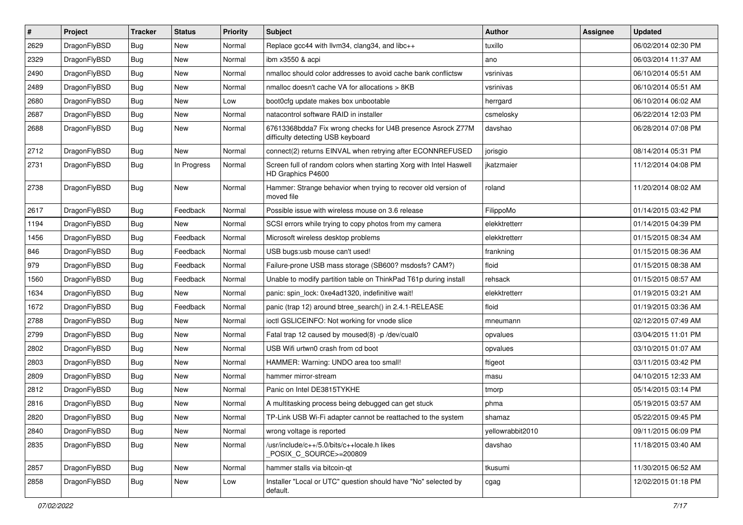| # | Project | Tracker | Status | Priority | Subject | Author | Assignee | Updated |
|---|---|---|---|---|---|---|---|---|
| 2629 | DragonFlyBSD | Bug | New | Normal | Replace gcc44 with llvm34, clang34, and libc++ | tuxillo | | 06/02/2014 02:30 PM |
| 2329 | DragonFlyBSD | Bug | New | Normal | ibm x3550 & acpi | ano | | 06/03/2014 11:37 AM |
| 2490 | DragonFlyBSD | Bug | New | Normal | nmalloc should color addresses to avoid cache bank conflictsw | vsrinivas | | 06/10/2014 05:51 AM |
| 2489 | DragonFlyBSD | Bug | New | Normal | nmalloc doesn't cache VA for allocations > 8KB | vsrinivas | | 06/10/2014 05:51 AM |
| 2680 | DragonFlyBSD | Bug | New | Low | boot0cfg update makes box unbootable | herrgard | | 06/10/2014 06:02 AM |
| 2687 | DragonFlyBSD | Bug | New | Normal | natacontrol software RAID in installer | csmelosky | | 06/22/2014 12:03 PM |
| 2688 | DragonFlyBSD | Bug | New | Normal | 67613368bdda7 Fix wrong checks for U4B presence Asrock Z77M difficulty detecting USB keyboard | davshao | | 06/28/2014 07:08 PM |
| 2712 | DragonFlyBSD | Bug | New | Normal | connect(2) returns EINVAL when retrying after ECONNREFUSED | jorisgio | | 08/14/2014 05:31 PM |
| 2731 | DragonFlyBSD | Bug | In Progress | Normal | Screen full of random colors when starting Xorg with Intel Haswell HD Graphics P4600 | jkatzmaier | | 11/12/2014 04:08 PM |
| 2738 | DragonFlyBSD | Bug | New | Normal | Hammer: Strange behavior when trying to recover old version of moved file | roland | | 11/20/2014 08:02 AM |
| 2617 | DragonFlyBSD | Bug | Feedback | Normal | Possible issue with wireless mouse on 3.6 release | FilippoMo | | 01/14/2015 03:42 PM |
| 1194 | DragonFlyBSD | Bug | New | Normal | SCSI errors while trying to copy photos from my camera | elekktretterr | | 01/14/2015 04:39 PM |
| 1456 | DragonFlyBSD | Bug | Feedback | Normal | Microsoft wireless desktop problems | elekktretterr | | 01/15/2015 08:34 AM |
| 846 | DragonFlyBSD | Bug | Feedback | Normal | USB bugs:usb mouse can't used! | frankning | | 01/15/2015 08:36 AM |
| 979 | DragonFlyBSD | Bug | Feedback | Normal | Failure-prone USB mass storage (SB600? msdosfs? CAM?) | floid | | 01/15/2015 08:38 AM |
| 1560 | DragonFlyBSD | Bug | Feedback | Normal | Unable to modify partition table on ThinkPad T61p during install | rehsack | | 01/15/2015 08:57 AM |
| 1634 | DragonFlyBSD | Bug | New | Normal | panic: spin_lock: 0xe4ad1320, indefinitive wait! | elekktretterr | | 01/19/2015 03:21 AM |
| 1672 | DragonFlyBSD | Bug | Feedback | Normal | panic (trap 12) around btree_search() in 2.4.1-RELEASE | floid | | 01/19/2015 03:36 AM |
| 2788 | DragonFlyBSD | Bug | New | Normal | ioctl GSLICEINFO: Not working for vnode slice | mneumann | | 02/12/2015 07:49 AM |
| 2799 | DragonFlyBSD | Bug | New | Normal | Fatal trap 12 caused by moused(8) -p /dev/cual0 | opvalues | | 03/04/2015 11:01 PM |
| 2802 | DragonFlyBSD | Bug | New | Normal | USB Wifi urtwn0 crash from cd boot | opvalues | | 03/10/2015 01:07 AM |
| 2803 | DragonFlyBSD | Bug | New | Normal | HAMMER: Warning: UNDO area too small! | ftigeot | | 03/11/2015 03:42 PM |
| 2809 | DragonFlyBSD | Bug | New | Normal | hammer mirror-stream | masu | | 04/10/2015 12:33 AM |
| 2812 | DragonFlyBSD | Bug | New | Normal | Panic on Intel DE3815TYKHE | tmorp | | 05/14/2015 03:14 PM |
| 2816 | DragonFlyBSD | Bug | New | Normal | A multitasking process being debugged can get stuck | phma | | 05/19/2015 03:57 AM |
| 2820 | DragonFlyBSD | Bug | New | Normal | TP-Link USB Wi-Fi adapter cannot be reattached to the system | shamaz | | 05/22/2015 09:45 PM |
| 2840 | DragonFlyBSD | Bug | New | Normal | wrong voltage is reported | yellowrabbit2010 | | 09/11/2015 06:09 PM |
| 2835 | DragonFlyBSD | Bug | New | Normal | /usr/include/c++/5.0/bits/c++locale.h likes _POSIX_C_SOURCE>=200809 | davshao | | 11/18/2015 03:40 AM |
| 2857 | DragonFlyBSD | Bug | New | Normal | hammer stalls via bitcoin-qt | tkusumi | | 11/30/2015 06:52 AM |
| 2858 | DragonFlyBSD | Bug | New | Low | Installer "Local or UTC" question should have "No" selected by default. | cgag | | 12/02/2015 01:18 PM |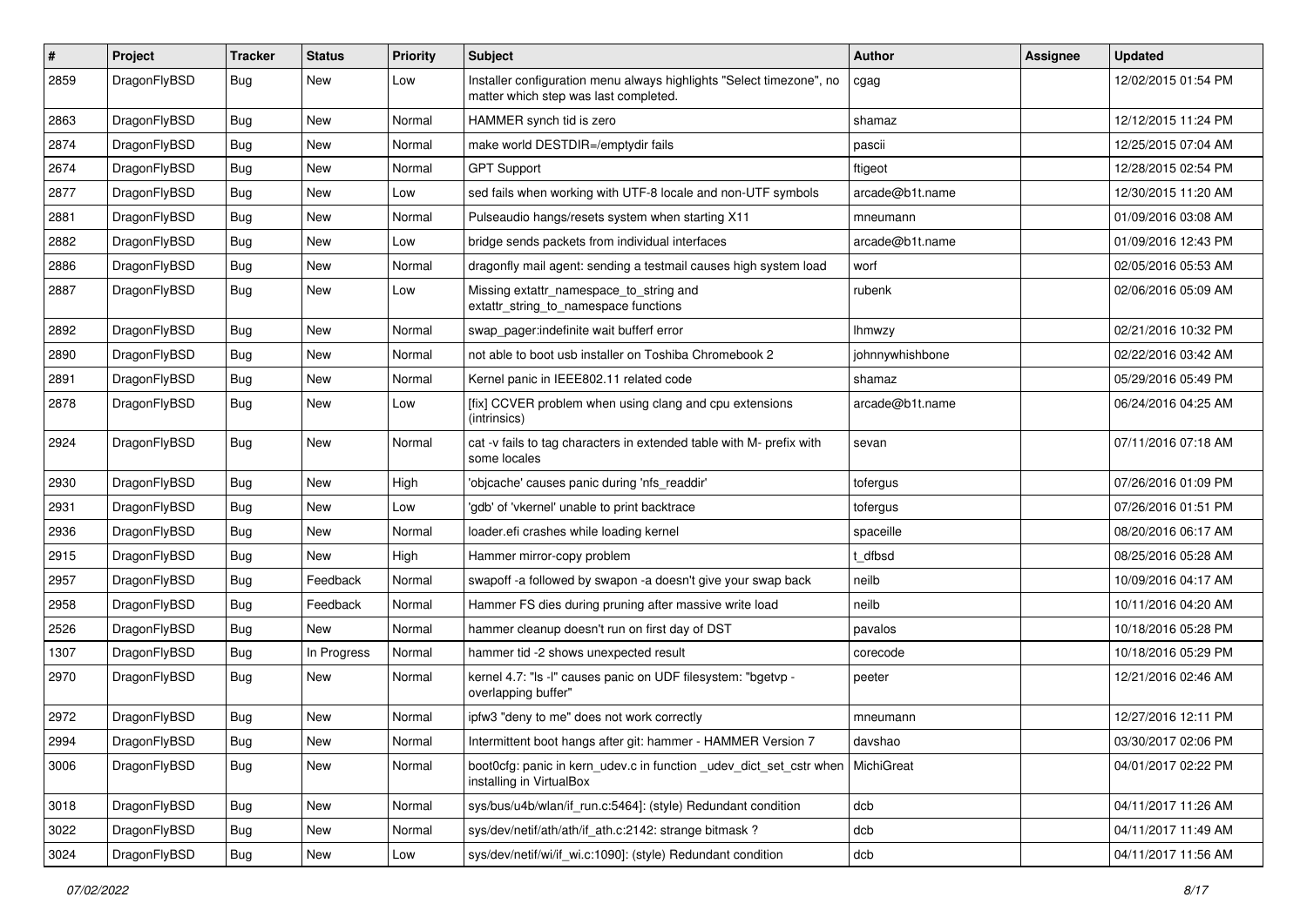| # | Project | Tracker | Status | Priority | Subject | Author | Assignee | Updated |
|---|---|---|---|---|---|---|---|---|
| 2859 | DragonFlyBSD | Bug | New | Low | Installer configuration menu always highlights "Select timezone", no matter which step was last completed. | cgag | | 12/02/2015 01:54 PM |
| 2863 | DragonFlyBSD | Bug | New | Normal | HAMMER synch tid is zero | shamaz | | 12/12/2015 11:24 PM |
| 2874 | DragonFlyBSD | Bug | New | Normal | make world DESTDIR=/emptydir fails | pascii | | 12/25/2015 07:04 AM |
| 2674 | DragonFlyBSD | Bug | New | Normal | GPT Support | ftigeot | | 12/28/2015 02:54 PM |
| 2877 | DragonFlyBSD | Bug | New | Low | sed fails when working with UTF-8 locale and non-UTF symbols | arcade@b1t.name | | 12/30/2015 11:20 AM |
| 2881 | DragonFlyBSD | Bug | New | Normal | Pulseaudio hangs/resets system when starting X11 | mneumann | | 01/09/2016 03:08 AM |
| 2882 | DragonFlyBSD | Bug | New | Low | bridge sends packets from individual interfaces | arcade@b1t.name | | 01/09/2016 12:43 PM |
| 2886 | DragonFlyBSD | Bug | New | Normal | dragonfly mail agent: sending a testmail causes high system load | worf | | 02/05/2016 05:53 AM |
| 2887 | DragonFlyBSD | Bug | New | Low | Missing extattr_namespace_to_string and extattr_string_to_namespace functions | rubenk | | 02/06/2016 05:09 AM |
| 2892 | DragonFlyBSD | Bug | New | Normal | swap_pager:indefinite wait bufferf error | lhmwzy | | 02/21/2016 10:32 PM |
| 2890 | DragonFlyBSD | Bug | New | Normal | not able to boot usb installer on Toshiba Chromebook 2 | johnnywhishbone | | 02/22/2016 03:42 AM |
| 2891 | DragonFlyBSD | Bug | New | Normal | Kernel panic in IEEE802.11 related code | shamaz | | 05/29/2016 05:49 PM |
| 2878 | DragonFlyBSD | Bug | New | Low | [fix] CCVER problem when using clang and cpu extensions (intrinsics) | arcade@b1t.name | | 06/24/2016 04:25 AM |
| 2924 | DragonFlyBSD | Bug | New | Normal | cat -v fails to tag characters in extended table with M- prefix with some locales | sevan | | 07/11/2016 07:18 AM |
| 2930 | DragonFlyBSD | Bug | New | High | 'objcache' causes panic during 'nfs_readdir' | tofergus | | 07/26/2016 01:09 PM |
| 2931 | DragonFlyBSD | Bug | New | Low | 'gdb' of 'vkernel' unable to print backtrace | tofergus | | 07/26/2016 01:51 PM |
| 2936 | DragonFlyBSD | Bug | New | Normal | loader.efi crashes while loading kernel | spaceille | | 08/20/2016 06:17 AM |
| 2915 | DragonFlyBSD | Bug | New | High | Hammer mirror-copy problem | t_dfbsd | | 08/25/2016 05:28 AM |
| 2957 | DragonFlyBSD | Bug | Feedback | Normal | swapoff -a followed by swapon -a doesn't give your swap back | neilb | | 10/09/2016 04:17 AM |
| 2958 | DragonFlyBSD | Bug | Feedback | Normal | Hammer FS dies during pruning after massive write load | neilb | | 10/11/2016 04:20 AM |
| 2526 | DragonFlyBSD | Bug | New | Normal | hammer cleanup doesn't run on first day of DST | pavalos | | 10/18/2016 05:28 PM |
| 1307 | DragonFlyBSD | Bug | In Progress | Normal | hammer tid -2 shows unexpected result | corecode | | 10/18/2016 05:29 PM |
| 2970 | DragonFlyBSD | Bug | New | Normal | kernel 4.7: "ls -l" causes panic on UDF filesystem: "bgetvp - overlapping buffer" | peeter | | 12/21/2016 02:46 AM |
| 2972 | DragonFlyBSD | Bug | New | Normal | ipfw3 "deny to me" does not work correctly | mneumann | | 12/27/2016 12:11 PM |
| 2994 | DragonFlyBSD | Bug | New | Normal | Intermittent boot hangs after git: hammer - HAMMER Version 7 | davshao | | 03/30/2017 02:06 PM |
| 3006 | DragonFlyBSD | Bug | New | Normal | boot0cfg: panic in kern_udev.c in function _udev_dict_set_cstr when installing in VirtualBox | MichiGreat | | 04/01/2017 02:22 PM |
| 3018 | DragonFlyBSD | Bug | New | Normal | sys/bus/u4b/wlan/if_run.c:5464]: (style) Redundant condition | dcb | | 04/11/2017 11:26 AM |
| 3022 | DragonFlyBSD | Bug | New | Normal | sys/dev/netif/ath/ath/if_ath.c:2142: strange bitmask ? | dcb | | 04/11/2017 11:49 AM |
| 3024 | DragonFlyBSD | Bug | New | Low | sys/dev/netif/wi/if_wi.c:1090]: (style) Redundant condition | dcb | | 04/11/2017 11:56 AM |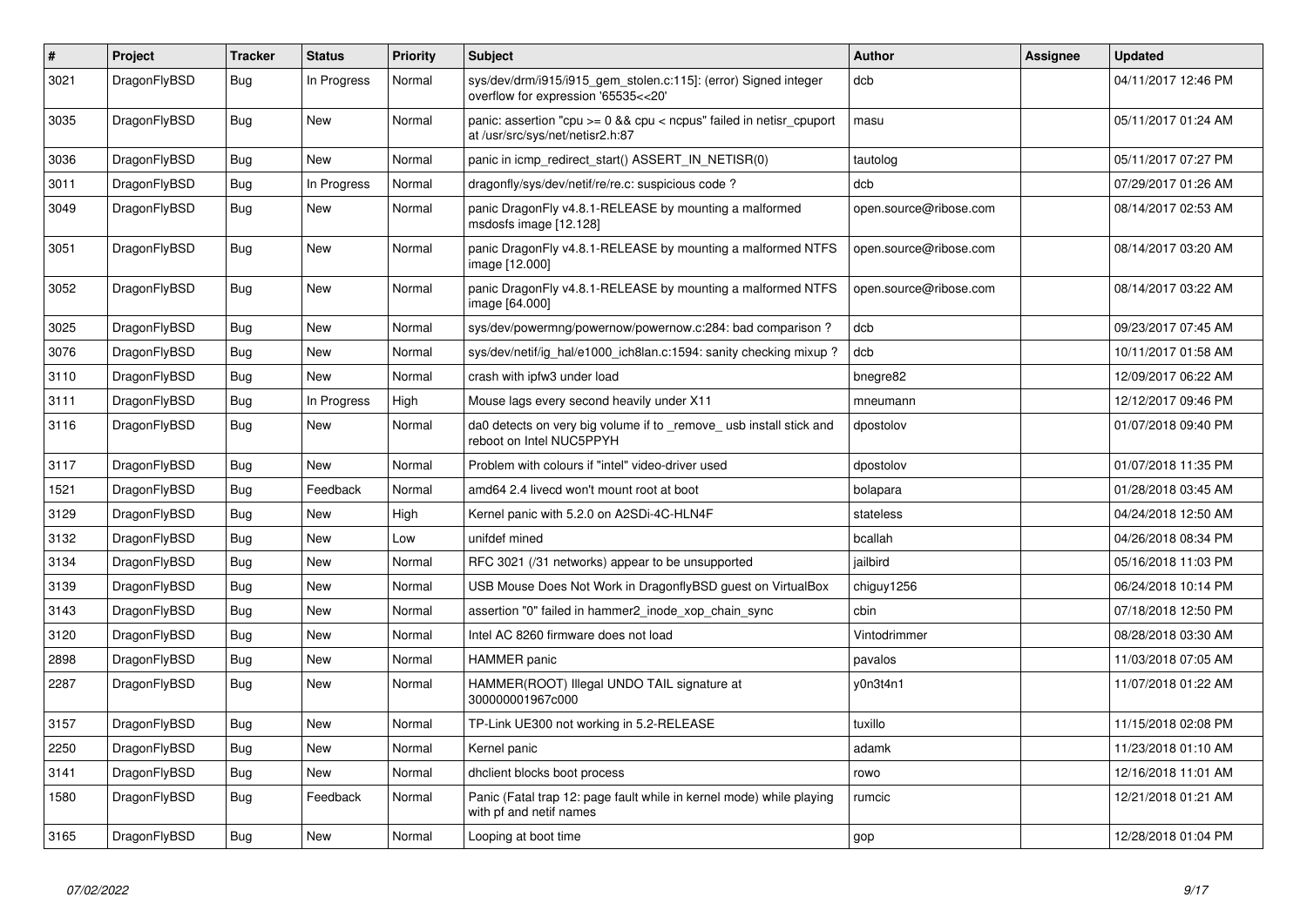| # | Project | Tracker | Status | Priority | Subject | Author | Assignee | Updated |
|---|---|---|---|---|---|---|---|---|
| 3021 | DragonFlyBSD | Bug | In Progress | Normal | sys/dev/drm/i915/i915_gem_stolen.c:115]: (error) Signed integer overflow for expression '65535<<20' | dcb | | 04/11/2017 12:46 PM |
| 3035 | DragonFlyBSD | Bug | New | Normal | panic: assertion "cpu >= 0 && cpu < ncpus" failed in netisr_cpuport at /usr/src/sys/net/netisr2.h:87 | masu | | 05/11/2017 01:24 AM |
| 3036 | DragonFlyBSD | Bug | New | Normal | panic in icmp_redirect_start() ASSERT_IN_NETISR(0) | tautolog | | 05/11/2017 07:27 PM |
| 3011 | DragonFlyBSD | Bug | In Progress | Normal | dragonfly/sys/dev/netif/re/re.c: suspicious code ? | dcb | | 07/29/2017 01:26 AM |
| 3049 | DragonFlyBSD | Bug | New | Normal | panic DragonFly v4.8.1-RELEASE by mounting a malformed msdosfs image [12.128] | open.source@ribose.com | | 08/14/2017 02:53 AM |
| 3051 | DragonFlyBSD | Bug | New | Normal | panic DragonFly v4.8.1-RELEASE by mounting a malformed NTFS image [12.000] | open.source@ribose.com | | 08/14/2017 03:20 AM |
| 3052 | DragonFlyBSD | Bug | New | Normal | panic DragonFly v4.8.1-RELEASE by mounting a malformed NTFS image [64.000] | open.source@ribose.com | | 08/14/2017 03:22 AM |
| 3025 | DragonFlyBSD | Bug | New | Normal | sys/dev/powermng/powernow/powernow.c:284: bad comparison ? | dcb | | 09/23/2017 07:45 AM |
| 3076 | DragonFlyBSD | Bug | New | Normal | sys/dev/netif/ig_hal/e1000_ich8lan.c:1594: sanity checking mixup ? | dcb | | 10/11/2017 01:58 AM |
| 3110 | DragonFlyBSD | Bug | New | Normal | crash with ipfw3 under load | bnegre82 | | 12/09/2017 06:22 AM |
| 3111 | DragonFlyBSD | Bug | In Progress | High | Mouse lags every second heavily under X11 | mneumann | | 12/12/2017 09:46 PM |
| 3116 | DragonFlyBSD | Bug | New | Normal | da0 detects on very big volume if to _remove_ usb install stick and reboot on Intel NUC5PPYH | dpostolov | | 01/07/2018 09:40 PM |
| 3117 | DragonFlyBSD | Bug | New | Normal | Problem with colours if "intel" video-driver used | dpostolov | | 01/07/2018 11:35 PM |
| 1521 | DragonFlyBSD | Bug | Feedback | Normal | amd64 2.4 livecd won't mount root at boot | bolapara | | 01/28/2018 03:45 AM |
| 3129 | DragonFlyBSD | Bug | New | High | Kernel panic with 5.2.0 on A2SDi-4C-HLN4F | stateless | | 04/24/2018 12:50 AM |
| 3132 | DragonFlyBSD | Bug | New | Low | unifdef mined | bcallah | | 04/26/2018 08:34 PM |
| 3134 | DragonFlyBSD | Bug | New | Normal | RFC 3021 (/31 networks) appear to be unsupported | jailbird | | 05/16/2018 11:03 PM |
| 3139 | DragonFlyBSD | Bug | New | Normal | USB Mouse Does Not Work in DragonflyBSD guest on VirtualBox | chiguy1256 | | 06/24/2018 10:14 PM |
| 3143 | DragonFlyBSD | Bug | New | Normal | assertion "0" failed in hammer2_inode_xop_chain_sync | cbin | | 07/18/2018 12:50 PM |
| 3120 | DragonFlyBSD | Bug | New | Normal | Intel AC 8260 firmware does not load | Vintodrimmer | | 08/28/2018 03:30 AM |
| 2898 | DragonFlyBSD | Bug | New | Normal | HAMMER panic | pavalos | | 11/03/2018 07:05 AM |
| 2287 | DragonFlyBSD | Bug | New | Normal | HAMMER(ROOT) Illegal UNDO TAIL signature at 300000001967c000 | y0n3t4n1 | | 11/07/2018 01:22 AM |
| 3157 | DragonFlyBSD | Bug | New | Normal | TP-Link UE300 not working in 5.2-RELEASE | tuxillo | | 11/15/2018 02:08 PM |
| 2250 | DragonFlyBSD | Bug | New | Normal | Kernel panic | adamk | | 11/23/2018 01:10 AM |
| 3141 | DragonFlyBSD | Bug | New | Normal | dhclient blocks boot process | rowo | | 12/16/2018 11:01 AM |
| 1580 | DragonFlyBSD | Bug | Feedback | Normal | Panic (Fatal trap 12: page fault while in kernel mode) while playing with pf and netif names | rumcic | | 12/21/2018 01:21 AM |
| 3165 | DragonFlyBSD | Bug | New | Normal | Looping at boot time | gop | | 12/28/2018 01:04 PM |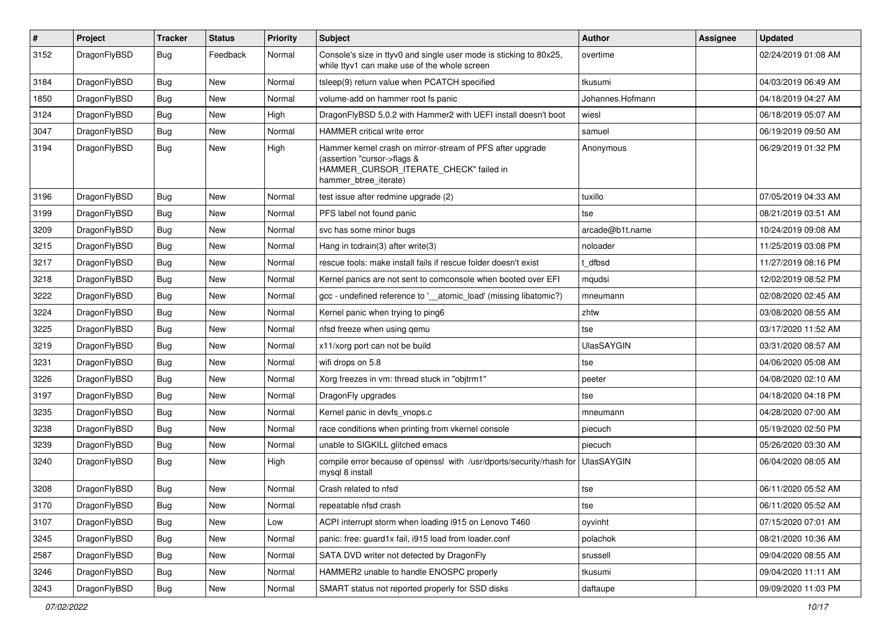| # | Project | Tracker | Status | Priority | Subject | Author | Assignee | Updated |
|---|---|---|---|---|---|---|---|---|
| 3152 | DragonFlyBSD | Bug | Feedback | Normal | Console's size in ttyv0 and single user mode is sticking to 80x25, while ttyv1 can make use of the whole screen | overtime | | 02/24/2019 01:08 AM |
| 3184 | DragonFlyBSD | Bug | New | Normal | tsleep(9) return value when PCATCH specified | tkusumi | | 04/03/2019 06:49 AM |
| 1850 | DragonFlyBSD | Bug | New | Normal | volume-add on hammer root fs panic | Johannes.Hofmann | | 04/18/2019 04:27 AM |
| 3124 | DragonFlyBSD | Bug | New | High | DragonFlyBSD 5.0.2 with Hammer2 with UEFI install doesn't boot | wiesl | | 06/18/2019 05:07 AM |
| 3047 | DragonFlyBSD | Bug | New | Normal | HAMMER critical write error | samuel | | 06/19/2019 09:50 AM |
| 3194 | DragonFlyBSD | Bug | New | High | Hammer kernel crash on mirror-stream of PFS after upgrade (assertion "cursor->flags & HAMMER_CURSOR_ITERATE_CHECK" failed in hammer_btree_iterate) | Anonymous | | 06/29/2019 01:32 PM |
| 3196 | DragonFlyBSD | Bug | New | Normal | test issue after redmine upgrade (2) | tuxillo | | 07/05/2019 04:33 AM |
| 3199 | DragonFlyBSD | Bug | New | Normal | PFS label not found panic | tse | | 08/21/2019 03:51 AM |
| 3209 | DragonFlyBSD | Bug | New | Normal | svc has some minor bugs | arcade@b1t.name | | 10/24/2019 09:08 AM |
| 3215 | DragonFlyBSD | Bug | New | Normal | Hang in tcdrain(3) after write(3) | noloader | | 11/25/2019 03:08 PM |
| 3217 | DragonFlyBSD | Bug | New | Normal | rescue tools: make install fails if rescue folder doesn't exist | t_dfbsd | | 11/27/2019 08:16 PM |
| 3218 | DragonFlyBSD | Bug | New | Normal | Kernel panics are not sent to comconsole when booted over EFI | mqudsi | | 12/02/2019 08:52 PM |
| 3222 | DragonFlyBSD | Bug | New | Normal | gcc - undefined reference to '__atomic_load' (missing libatomic?) | mneumann | | 02/08/2020 02:45 AM |
| 3224 | DragonFlyBSD | Bug | New | Normal | Kernel panic when trying to ping6 | zhtw | | 03/08/2020 08:55 AM |
| 3225 | DragonFlyBSD | Bug | New | Normal | nfsd freeze when using qemu | tse | | 03/17/2020 11:52 AM |
| 3219 | DragonFlyBSD | Bug | New | Normal | x11/xorg port can not be build | UlasSAYGIN | | 03/31/2020 08:57 AM |
| 3231 | DragonFlyBSD | Bug | New | Normal | wifi drops on 5.8 | tse | | 04/06/2020 05:08 AM |
| 3226 | DragonFlyBSD | Bug | New | Normal | Xorg freezes in vm: thread stuck in "objtrm1" | peeter | | 04/08/2020 02:10 AM |
| 3197 | DragonFlyBSD | Bug | New | Normal | DragonFly upgrades | tse | | 04/18/2020 04:18 PM |
| 3235 | DragonFlyBSD | Bug | New | Normal | Kernel panic in devfs_vnops.c | mneumann | | 04/28/2020 07:00 AM |
| 3238 | DragonFlyBSD | Bug | New | Normal | race conditions when printing from vkernel console | piecuch | | 05/19/2020 02:50 PM |
| 3239 | DragonFlyBSD | Bug | New | Normal | unable to SIGKILL glitched emacs | piecuch | | 05/26/2020 03:30 AM |
| 3240 | DragonFlyBSD | Bug | New | High | compile error because of openssl with /usr/dports/security/rhash for mysql 8 install | UlasSAYGIN | | 06/04/2020 08:05 AM |
| 3208 | DragonFlyBSD | Bug | New | Normal | Crash related to nfsd | tse | | 06/11/2020 05:52 AM |
| 3170 | DragonFlyBSD | Bug | New | Normal | repeatable nfsd crash | tse | | 06/11/2020 05:52 AM |
| 3107 | DragonFlyBSD | Bug | New | Low | ACPI interrupt storm when loading i915 on Lenovo T460 | oyvinht | | 07/15/2020 07:01 AM |
| 3245 | DragonFlyBSD | Bug | New | Normal | panic: free: guard1x fail, i915 load from loader.conf | polachok | | 08/21/2020 10:36 AM |
| 2587 | DragonFlyBSD | Bug | New | Normal | SATA DVD writer not detected by DragonFly | srussell | | 09/04/2020 08:55 AM |
| 3246 | DragonFlyBSD | Bug | New | Normal | HAMMER2 unable to handle ENOSPC properly | tkusumi | | 09/04/2020 11:11 AM |
| 3243 | DragonFlyBSD | Bug | New | Normal | SMART status not reported properly for SSD disks | daftaupe | | 09/09/2020 11:03 PM |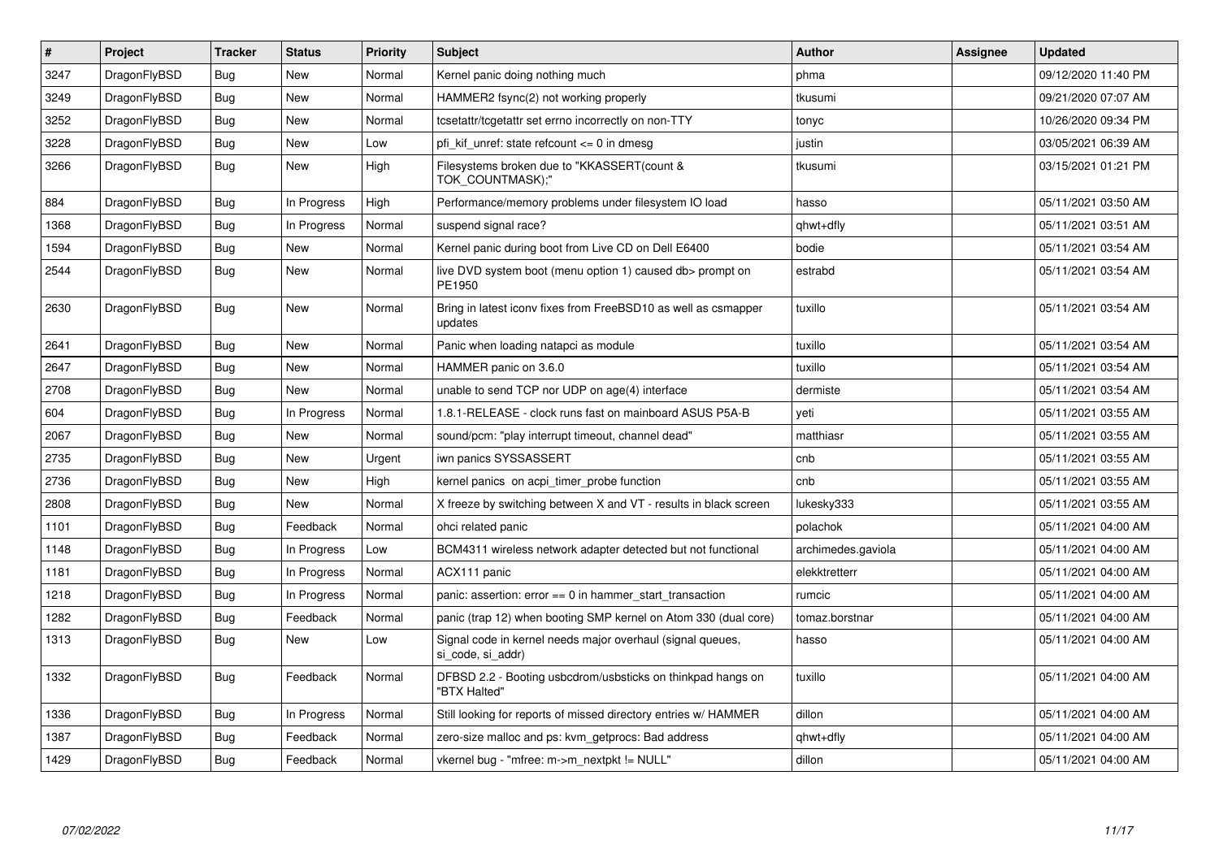| # | Project | Tracker | Status | Priority | Subject | Author | Assignee | Updated |
|---|---|---|---|---|---|---|---|---|
| 3247 | DragonFlyBSD | Bug | New | Normal | Kernel panic doing nothing much | phma | | 09/12/2020 11:40 PM |
| 3249 | DragonFlyBSD | Bug | New | Normal | HAMMER2 fsync(2) not working properly | tkusumi | | 09/21/2020 07:07 AM |
| 3252 | DragonFlyBSD | Bug | New | Normal | tcsetattr/tcgetattr set errno incorrectly on non-TTY | tonyc | | 10/26/2020 09:34 PM |
| 3228 | DragonFlyBSD | Bug | New | Low | pfi_kif_unref: state refcount <= 0 in dmesg | justin | | 03/05/2021 06:39 AM |
| 3266 | DragonFlyBSD | Bug | New | High | Filesystems broken due to "KKASSERT(count & TOK_COUNTMASK);" | tkusumi | | 03/15/2021 01:21 PM |
| 884 | DragonFlyBSD | Bug | In Progress | High | Performance/memory problems under filesystem IO load | hasso | | 05/11/2021 03:50 AM |
| 1368 | DragonFlyBSD | Bug | In Progress | Normal | suspend signal race? | qhwt+dfly | | 05/11/2021 03:51 AM |
| 1594 | DragonFlyBSD | Bug | New | Normal | Kernel panic during boot from Live CD on Dell E6400 | bodie | | 05/11/2021 03:54 AM |
| 2544 | DragonFlyBSD | Bug | New | Normal | live DVD system boot (menu option 1) caused db> prompt on PE1950 | estrabd | | 05/11/2021 03:54 AM |
| 2630 | DragonFlyBSD | Bug | New | Normal | Bring in latest iconv fixes from FreeBSD10 as well as csmapper updates | tuxillo | | 05/11/2021 03:54 AM |
| 2641 | DragonFlyBSD | Bug | New | Normal | Panic when loading natapci as module | tuxillo | | 05/11/2021 03:54 AM |
| 2647 | DragonFlyBSD | Bug | New | Normal | HAMMER panic on 3.6.0 | tuxillo | | 05/11/2021 03:54 AM |
| 2708 | DragonFlyBSD | Bug | New | Normal | unable to send TCP nor UDP on age(4) interface | dermiste | | 05/11/2021 03:54 AM |
| 604 | DragonFlyBSD | Bug | In Progress | Normal | 1.8.1-RELEASE - clock runs fast on mainboard ASUS P5A-B | yeti | | 05/11/2021 03:55 AM |
| 2067 | DragonFlyBSD | Bug | New | Normal | sound/pcm: "play interrupt timeout, channel dead" | matthiasr | | 05/11/2021 03:55 AM |
| 2735 | DragonFlyBSD | Bug | New | Urgent | iwn panics SYSSASSERT | cnb | | 05/11/2021 03:55 AM |
| 2736 | DragonFlyBSD | Bug | New | High | kernel panics on acpi_timer_probe function | cnb | | 05/11/2021 03:55 AM |
| 2808 | DragonFlyBSD | Bug | New | Normal | X freeze by switching between X and VT - results in black screen | lukesky333 | | 05/11/2021 03:55 AM |
| 1101 | DragonFlyBSD | Bug | Feedback | Normal | ohci related panic | polachok | | 05/11/2021 04:00 AM |
| 1148 | DragonFlyBSD | Bug | In Progress | Low | BCM4311 wireless network adapter detected but not functional | archimedes.gaviola | | 05/11/2021 04:00 AM |
| 1181 | DragonFlyBSD | Bug | In Progress | Normal | ACX111 panic | elekktretterr | | 05/11/2021 04:00 AM |
| 1218 | DragonFlyBSD | Bug | In Progress | Normal | panic: assertion: error == 0 in hammer_start_transaction | rumcic | | 05/11/2021 04:00 AM |
| 1282 | DragonFlyBSD | Bug | Feedback | Normal | panic (trap 12) when booting SMP kernel on Atom 330 (dual core) | tomaz.borstnar | | 05/11/2021 04:00 AM |
| 1313 | DragonFlyBSD | Bug | New | Low | Signal code in kernel needs major overhaul (signal queues, si_code, si_addr) | hasso | | 05/11/2021 04:00 AM |
| 1332 | DragonFlyBSD | Bug | Feedback | Normal | DFBSD 2.2 - Booting usbcdrom/usbsticks on thinkpad hangs on "BTX Halted" | tuxillo | | 05/11/2021 04:00 AM |
| 1336 | DragonFlyBSD | Bug | In Progress | Normal | Still looking for reports of missed directory entries w/ HAMMER | dillon | | 05/11/2021 04:00 AM |
| 1387 | DragonFlyBSD | Bug | Feedback | Normal | zero-size malloc and ps: kvm_getprocs: Bad address | qhwt+dfly | | 05/11/2021 04:00 AM |
| 1429 | DragonFlyBSD | Bug | Feedback | Normal | vkernel bug - "mfree: m->m_nextpkt != NULL" | dillon | | 05/11/2021 04:00 AM |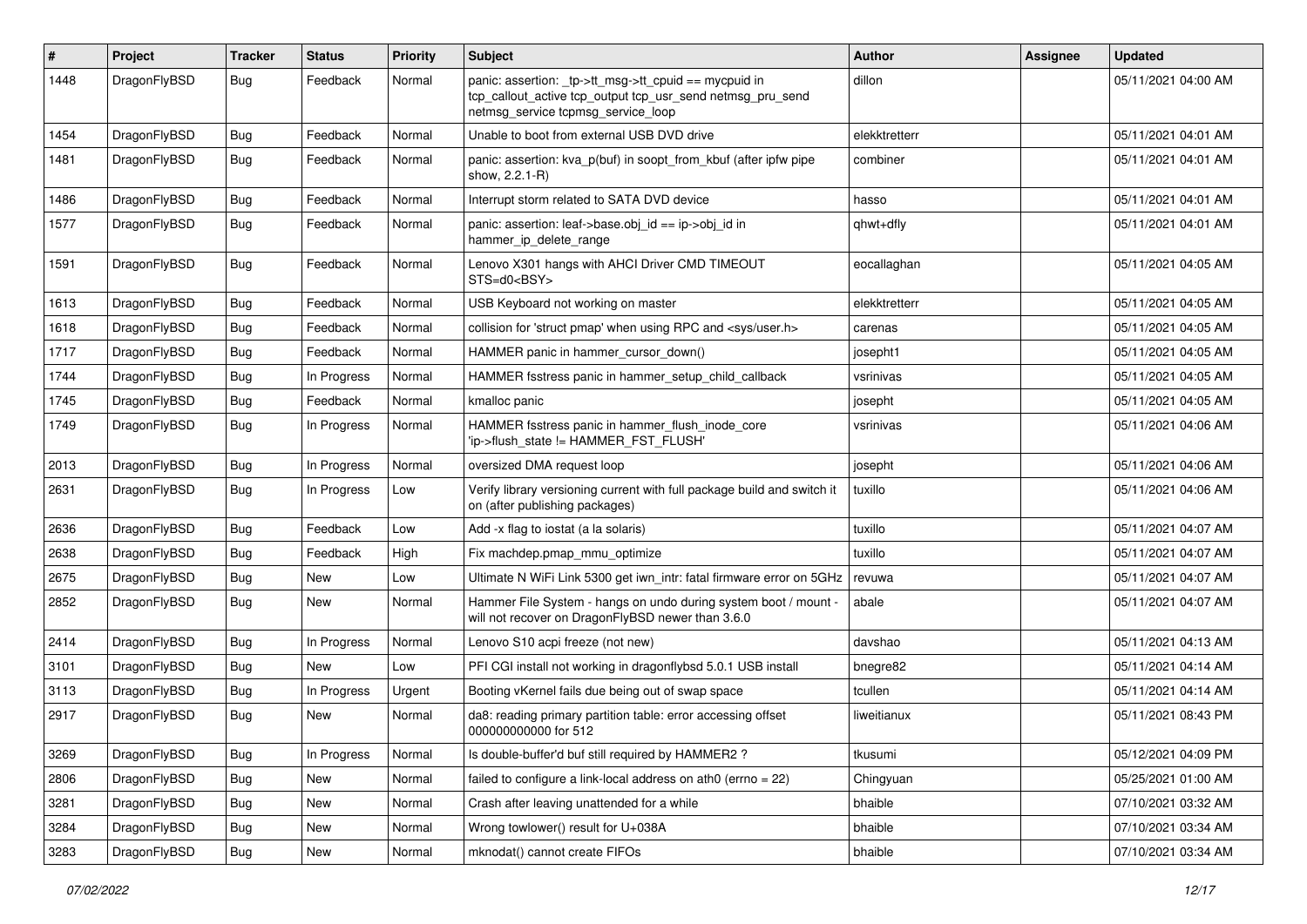| # | Project | Tracker | Status | Priority | Subject | Author | Assignee | Updated |
|---|---|---|---|---|---|---|---|---|
| 1448 | DragonFlyBSD | Bug | Feedback | Normal | panic: assertion: _tp->tt_msg->tt_cpuid == mycpuid in tcp_callout_active tcp_output tcp_usr_send netmsg_pru_send netmsg_service tcpmsg_service_loop | dillon | | 05/11/2021 04:00 AM |
| 1454 | DragonFlyBSD | Bug | Feedback | Normal | Unable to boot from external USB DVD drive | elekktretterr | | 05/11/2021 04:01 AM |
| 1481 | DragonFlyBSD | Bug | Feedback | Normal | panic: assertion: kva_p(buf) in soopt_from_kbuf (after ipfw pipe show, 2.2.1-R) | combiner | | 05/11/2021 04:01 AM |
| 1486 | DragonFlyBSD | Bug | Feedback | Normal | Interrupt storm related to SATA DVD device | hasso | | 05/11/2021 04:01 AM |
| 1577 | DragonFlyBSD | Bug | Feedback | Normal | panic: assertion: leaf->base.obj_id == ip->obj_id in hammer_ip_delete_range | qhwt+dfly | | 05/11/2021 04:01 AM |
| 1591 | DragonFlyBSD | Bug | Feedback | Normal | Lenovo X301 hangs with AHCI Driver CMD TIMEOUT STS=d0<BSY> | eocallaghan | | 05/11/2021 04:05 AM |
| 1613 | DragonFlyBSD | Bug | Feedback | Normal | USB Keyboard not working on master | elekktretterr | | 05/11/2021 04:05 AM |
| 1618 | DragonFlyBSD | Bug | Feedback | Normal | collision for 'struct pmap' when using RPC and <sys/user.h> | carenas | | 05/11/2021 04:05 AM |
| 1717 | DragonFlyBSD | Bug | Feedback | Normal | HAMMER panic in hammer_cursor_down() | josepht1 | | 05/11/2021 04:05 AM |
| 1744 | DragonFlyBSD | Bug | In Progress | Normal | HAMMER fsstress panic in hammer_setup_child_callback | vsrinivas | | 05/11/2021 04:05 AM |
| 1745 | DragonFlyBSD | Bug | Feedback | Normal | kmalloc panic | josepht | | 05/11/2021 04:05 AM |
| 1749 | DragonFlyBSD | Bug | In Progress | Normal | HAMMER fsstress panic in hammer_flush_inode_core 'ip->flush_state != HAMMER_FST_FLUSH' | vsrinivas | | 05/11/2021 04:06 AM |
| 2013 | DragonFlyBSD | Bug | In Progress | Normal | oversized DMA request loop | josepht | | 05/11/2021 04:06 AM |
| 2631 | DragonFlyBSD | Bug | In Progress | Low | Verify library versioning current with full package build and switch it on (after publishing packages) | tuxillo | | 05/11/2021 04:06 AM |
| 2636 | DragonFlyBSD | Bug | Feedback | Low | Add -x flag to iostat (a la solaris) | tuxillo | | 05/11/2021 04:07 AM |
| 2638 | DragonFlyBSD | Bug | Feedback | High | Fix machdep.pmap_mmu_optimize | tuxillo | | 05/11/2021 04:07 AM |
| 2675 | DragonFlyBSD | Bug | New | Low | Ultimate N WiFi Link 5300 get iwn_intr: fatal firmware error on 5GHz | revuwa | | 05/11/2021 04:07 AM |
| 2852 | DragonFlyBSD | Bug | New | Normal | Hammer File System - hangs on undo during system boot / mount - will not recover on DragonFlyBSD newer than 3.6.0 | abale | | 05/11/2021 04:07 AM |
| 2414 | DragonFlyBSD | Bug | In Progress | Normal | Lenovo S10 acpi freeze (not new) | davshao | | 05/11/2021 04:13 AM |
| 3101 | DragonFlyBSD | Bug | New | Low | PFI CGI install not working in dragonflybsd 5.0.1 USB install | bnegre82 | | 05/11/2021 04:14 AM |
| 3113 | DragonFlyBSD | Bug | In Progress | Urgent | Booting vKernel fails due being out of swap space | tcullen | | 05/11/2021 04:14 AM |
| 2917 | DragonFlyBSD | Bug | New | Normal | da8: reading primary partition table: error accessing offset 000000000000 for 512 | liweitianux | | 05/11/2021 08:43 PM |
| 3269 | DragonFlyBSD | Bug | In Progress | Normal | Is double-buffer'd buf still required by HAMMER2 ? | tkusumi | | 05/12/2021 04:09 PM |
| 2806 | DragonFlyBSD | Bug | New | Normal | failed to configure a link-local address on ath0 (errno = 22) | Chingyuan | | 05/25/2021 01:00 AM |
| 3281 | DragonFlyBSD | Bug | New | Normal | Crash after leaving unattended for a while | bhaible | | 07/10/2021 03:32 AM |
| 3284 | DragonFlyBSD | Bug | New | Normal | Wrong towlower() result for U+038A | bhaible | | 07/10/2021 03:34 AM |
| 3283 | DragonFlyBSD | Bug | New | Normal | mknodat() cannot create FIFOs | bhaible | | 07/10/2021 03:34 AM |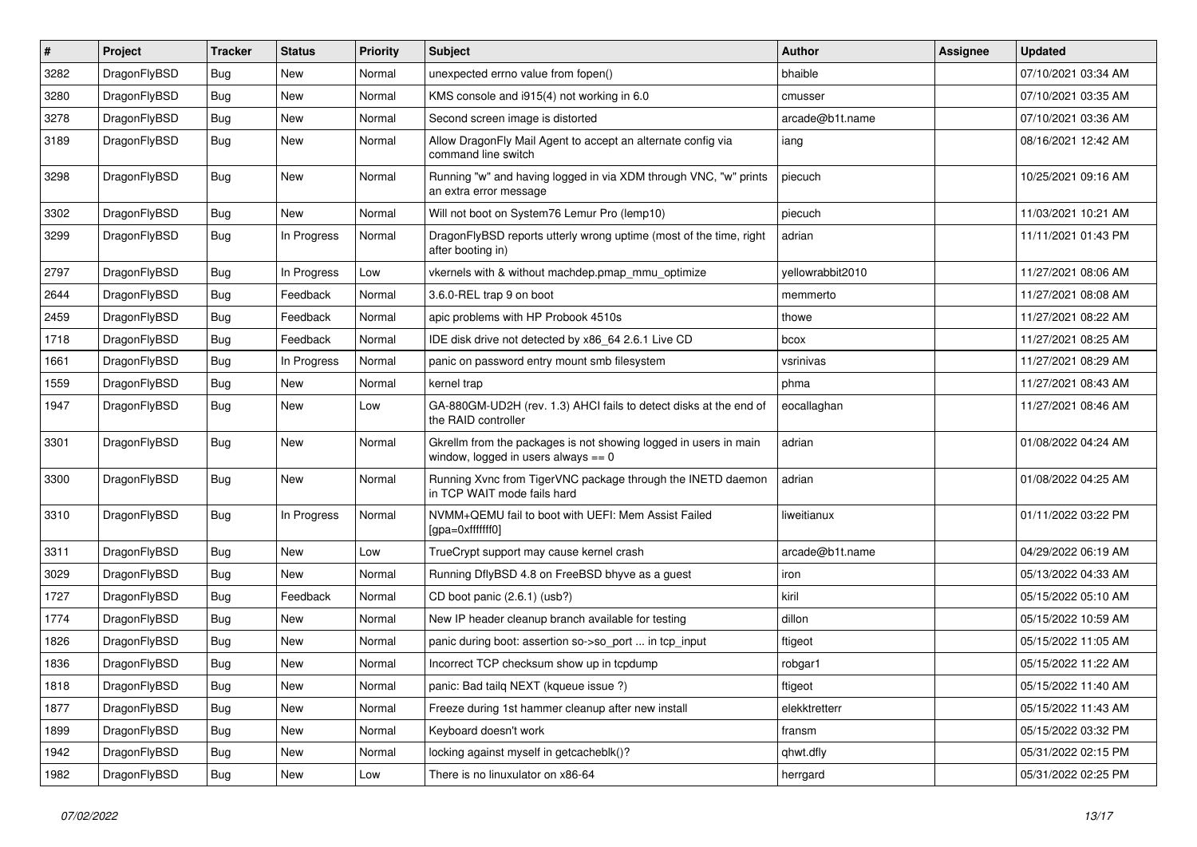| # | Project | Tracker | Status | Priority | Subject | Author | Assignee | Updated |
|---|---|---|---|---|---|---|---|---|
| 3282 | DragonFlyBSD | Bug | New | Normal | unexpected errno value from fopen() | bhaible | | 07/10/2021 03:34 AM |
| 3280 | DragonFlyBSD | Bug | New | Normal | KMS console and i915(4) not working in 6.0 | cmusser | | 07/10/2021 03:35 AM |
| 3278 | DragonFlyBSD | Bug | New | Normal | Second screen image is distorted | arcade@b1t.name | | 07/10/2021 03:36 AM |
| 3189 | DragonFlyBSD | Bug | New | Normal | Allow DragonFly Mail Agent to accept an alternate config via command line switch | iang | | 08/16/2021 12:42 AM |
| 3298 | DragonFlyBSD | Bug | New | Normal | Running "w" and having logged in via XDM through VNC, "w" prints an extra error message | piecuch | | 10/25/2021 09:16 AM |
| 3302 | DragonFlyBSD | Bug | New | Normal | Will not boot on System76 Lemur Pro (lemp10) | piecuch | | 11/03/2021 10:21 AM |
| 3299 | DragonFlyBSD | Bug | In Progress | Normal | DragonFlyBSD reports utterly wrong uptime (most of the time, right after booting in) | adrian | | 11/11/2021 01:43 PM |
| 2797 | DragonFlyBSD | Bug | In Progress | Low | vkernels with & without machdep.pmap_mmu_optimize | yellowrabbit2010 | | 11/27/2021 08:06 AM |
| 2644 | DragonFlyBSD | Bug | Feedback | Normal | 3.6.0-REL trap 9 on boot | memmerto | | 11/27/2021 08:08 AM |
| 2459 | DragonFlyBSD | Bug | Feedback | Normal | apic problems with HP Probook 4510s | thowe | | 11/27/2021 08:22 AM |
| 1718 | DragonFlyBSD | Bug | Feedback | Normal | IDE disk drive not detected by x86_64 2.6.1 Live CD | bcox | | 11/27/2021 08:25 AM |
| 1661 | DragonFlyBSD | Bug | In Progress | Normal | panic on password entry mount smb filesystem | vsrinivas | | 11/27/2021 08:29 AM |
| 1559 | DragonFlyBSD | Bug | New | Normal | kernel trap | phma | | 11/27/2021 08:43 AM |
| 1947 | DragonFlyBSD | Bug | New | Low | GA-880GM-UD2H (rev. 1.3) AHCI fails to detect disks at the end of the RAID controller | eocallaghan | | 11/27/2021 08:46 AM |
| 3301 | DragonFlyBSD | Bug | New | Normal | Gkrellm from the packages is not showing logged in users in main window, logged in users always == 0 | adrian | | 01/08/2022 04:24 AM |
| 3300 | DragonFlyBSD | Bug | New | Normal | Running Xvnc from TigerVNC package through the INETD daemon in TCP WAIT mode fails hard | adrian | | 01/08/2022 04:25 AM |
| 3310 | DragonFlyBSD | Bug | In Progress | Normal | NVMM+QEMU fail to boot with UEFI: Mem Assist Failed [gpa=0xfffffff0] | liweitianux | | 01/11/2022 03:22 PM |
| 3311 | DragonFlyBSD | Bug | New | Low | TrueCrypt support may cause kernel crash | arcade@b1t.name | | 04/29/2022 06:19 AM |
| 3029 | DragonFlyBSD | Bug | New | Normal | Running DflyBSD 4.8 on FreeBSD bhyve as a guest | iron | | 05/13/2022 04:33 AM |
| 1727 | DragonFlyBSD | Bug | Feedback | Normal | CD boot panic (2.6.1) (usb?) | kiril | | 05/15/2022 05:10 AM |
| 1774 | DragonFlyBSD | Bug | New | Normal | New IP header cleanup branch available for testing | dillon | | 05/15/2022 10:59 AM |
| 1826 | DragonFlyBSD | Bug | New | Normal | panic during boot: assertion so->so_port ... in tcp_input | ftigeot | | 05/15/2022 11:05 AM |
| 1836 | DragonFlyBSD | Bug | New | Normal | Incorrect TCP checksum show up in tcpdump | robgar1 | | 05/15/2022 11:22 AM |
| 1818 | DragonFlyBSD | Bug | New | Normal | panic: Bad tailq NEXT (kqueue issue ?) | ftigeot | | 05/15/2022 11:40 AM |
| 1877 | DragonFlyBSD | Bug | New | Normal | Freeze during 1st hammer cleanup after new install | elekktretterr | | 05/15/2022 11:43 AM |
| 1899 | DragonFlyBSD | Bug | New | Normal | Keyboard doesn't work | fransm | | 05/15/2022 03:32 PM |
| 1942 | DragonFlyBSD | Bug | New | Normal | locking against myself in getcacheblk()? | qhwt.dfly | | 05/31/2022 02:15 PM |
| 1982 | DragonFlyBSD | Bug | New | Low | There is no linuxulator on x86-64 | herrgard | | 05/31/2022 02:25 PM |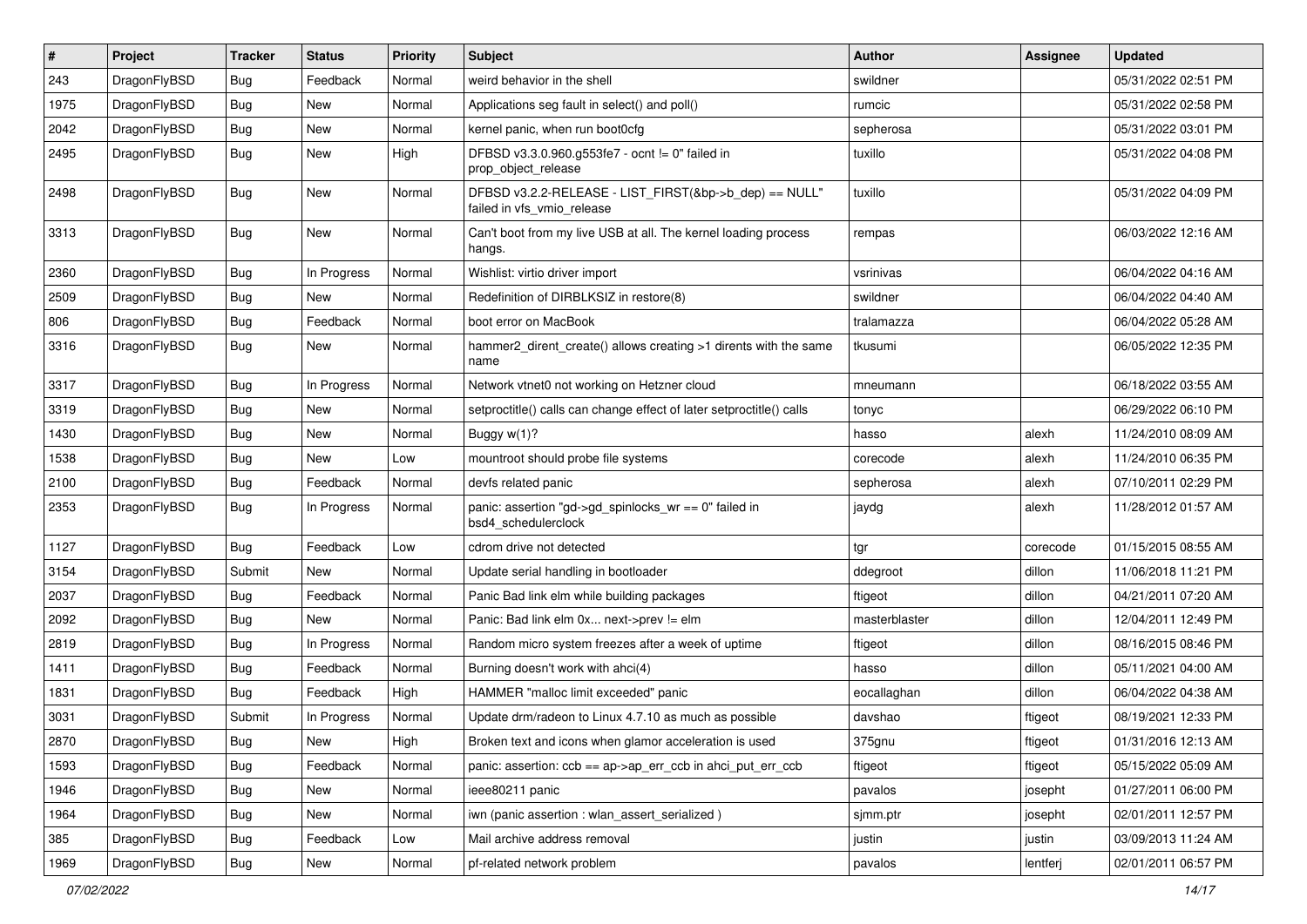| # | Project | Tracker | Status | Priority | Subject | Author | Assignee | Updated |
|---|---|---|---|---|---|---|---|---|
| 243 | DragonFlyBSD | Bug | Feedback | Normal | weird behavior in the shell | swildner | | 05/31/2022 02:51 PM |
| 1975 | DragonFlyBSD | Bug | New | Normal | Applications seg fault in select() and poll() | rumcic | | 05/31/2022 02:58 PM |
| 2042 | DragonFlyBSD | Bug | New | Normal | kernel panic, when run boot0cfg | sepherosa | | 05/31/2022 03:01 PM |
| 2495 | DragonFlyBSD | Bug | New | High | DFBSD v3.3.0.960.g553fe7 - ocnt != 0" failed in prop_object_release | tuxillo | | 05/31/2022 04:08 PM |
| 2498 | DragonFlyBSD | Bug | New | Normal | DFBSD v3.2.2-RELEASE - LIST_FIRST(&bp->b_dep) == NULL" failed in vfs_vmio_release | tuxillo | | 05/31/2022 04:09 PM |
| 3313 | DragonFlyBSD | Bug | New | Normal | Can't boot from my live USB at all. The kernel loading process hangs. | rempas | | 06/03/2022 12:16 AM |
| 2360 | DragonFlyBSD | Bug | In Progress | Normal | Wishlist: virtio driver import | vsrinivas | | 06/04/2022 04:16 AM |
| 2509 | DragonFlyBSD | Bug | New | Normal | Redefinition of DIRBLKSIZ in restore(8) | swildner | | 06/04/2022 04:40 AM |
| 806 | DragonFlyBSD | Bug | Feedback | Normal | boot error on MacBook | tralamazza | | 06/04/2022 05:28 AM |
| 3316 | DragonFlyBSD | Bug | New | Normal | hammer2_dirent_create() allows creating >1 dirents with the same name | tkusumi | | 06/05/2022 12:35 PM |
| 3317 | DragonFlyBSD | Bug | In Progress | Normal | Network vtnet0 not working on Hetzner cloud | mneumann | | 06/18/2022 03:55 AM |
| 3319 | DragonFlyBSD | Bug | New | Normal | setproctitle() calls can change effect of later setproctitle() calls | tonyc | | 06/29/2022 06:10 PM |
| 1430 | DragonFlyBSD | Bug | New | Normal | Buggy w(1)? | hasso | alexh | 11/24/2010 08:09 AM |
| 1538 | DragonFlyBSD | Bug | New | Low | mountroot should probe file systems | corecode | alexh | 11/24/2010 06:35 PM |
| 2100 | DragonFlyBSD | Bug | Feedback | Normal | devfs related panic | sepherosa | alexh | 07/10/2011 02:29 PM |
| 2353 | DragonFlyBSD | Bug | In Progress | Normal | panic: assertion "gd->gd_spinlocks_wr == 0" failed in bsd4_schedulerclock | jaydg | alexh | 11/28/2012 01:57 AM |
| 1127 | DragonFlyBSD | Bug | Feedback | Low | cdrom drive not detected | tgr | corecode | 01/15/2015 08:55 AM |
| 3154 | DragonFlyBSD | Submit | New | Normal | Update serial handling in bootloader | ddegroot | dillon | 11/06/2018 11:21 PM |
| 2037 | DragonFlyBSD | Bug | Feedback | Normal | Panic Bad link elm while building packages | ftigeot | dillon | 04/21/2011 07:20 AM |
| 2092 | DragonFlyBSD | Bug | New | Normal | Panic: Bad link elm 0x... next->prev != elm | masterblaster | dillon | 12/04/2011 12:49 PM |
| 2819 | DragonFlyBSD | Bug | In Progress | Normal | Random micro system freezes after a week of uptime | ftigeot | dillon | 08/16/2015 08:46 PM |
| 1411 | DragonFlyBSD | Bug | Feedback | Normal | Burning doesn't work with ahci(4) | hasso | dillon | 05/11/2021 04:00 AM |
| 1831 | DragonFlyBSD | Bug | Feedback | High | HAMMER "malloc limit exceeded" panic | eocallaghan | dillon | 06/04/2022 04:38 AM |
| 3031 | DragonFlyBSD | Submit | In Progress | Normal | Update drm/radeon to Linux 4.7.10 as much as possible | davshao | ftigeot | 08/19/2021 12:33 PM |
| 2870 | DragonFlyBSD | Bug | New | High | Broken text and icons when glamor acceleration is used | 375gnu | ftigeot | 01/31/2016 12:13 AM |
| 1593 | DragonFlyBSD | Bug | Feedback | Normal | panic: assertion: ccb == ap->ap_err_ccb in ahci_put_err_ccb | ftigeot | ftigeot | 05/15/2022 05:09 AM |
| 1946 | DragonFlyBSD | Bug | New | Normal | ieee80211 panic | pavalos | josepht | 01/27/2011 06:00 PM |
| 1964 | DragonFlyBSD | Bug | New | Normal | iwn (panic assertion : wlan_assert_serialized ) | sjmm.ptr | josepht | 02/01/2011 12:57 PM |
| 385 | DragonFlyBSD | Bug | Feedback | Low | Mail archive address removal | justin | justin | 03/09/2013 11:24 AM |
| 1969 | DragonFlyBSD | Bug | New | Normal | pf-related network problem | pavalos | lentferj | 02/01/2011 06:57 PM |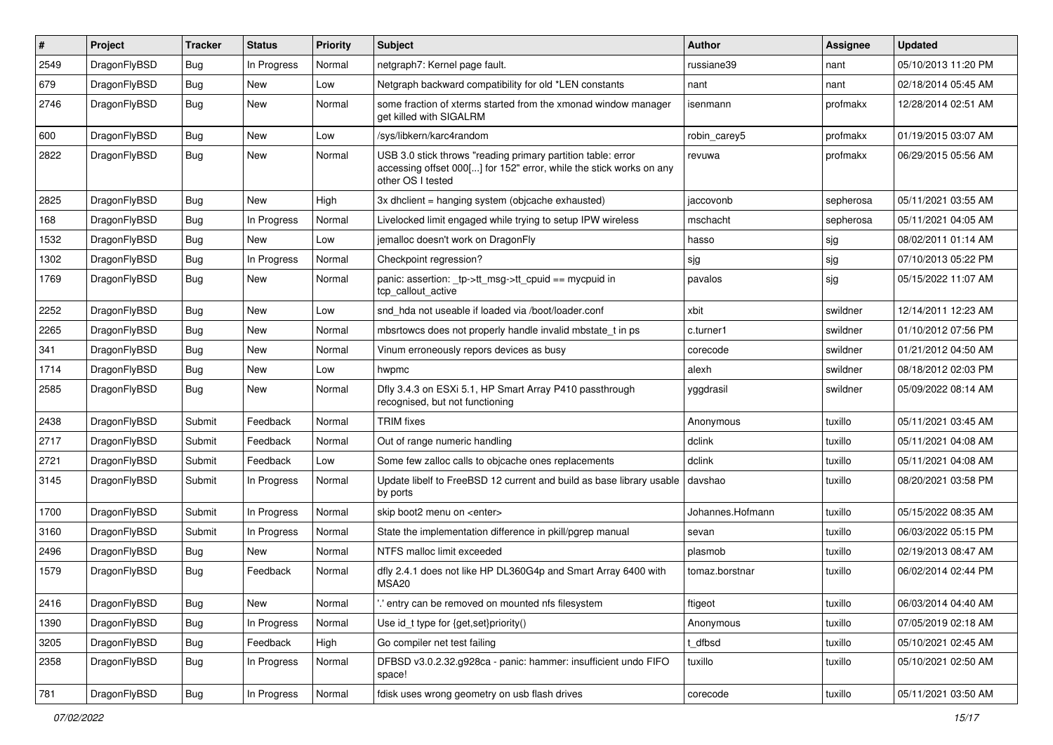| # | Project | Tracker | Status | Priority | Subject | Author | Assignee | Updated |
| --- | --- | --- | --- | --- | --- | --- | --- | --- |
| 2549 | DragonFlyBSD | Bug | In Progress | Normal | netgraph7: Kernel page fault. | russiane39 | nant | 05/10/2013 11:20 PM |
| 679 | DragonFlyBSD | Bug | New | Low | Netgraph backward compatibility for old *LEN constants | nant | nant | 02/18/2014 05:45 AM |
| 2746 | DragonFlyBSD | Bug | New | Normal | some fraction of xterms started from the xmonad window manager get killed with SIGALRM | isenmann | profmakx | 12/28/2014 02:51 AM |
| 600 | DragonFlyBSD | Bug | New | Low | /sys/libkern/karc4random | robin_carey5 | profmakx | 01/19/2015 03:07 AM |
| 2822 | DragonFlyBSD | Bug | New | Normal | USB 3.0 stick throws "reading primary partition table: error accessing offset 000[...] for 152" error, while the stick works on any other OS I tested | revuwa | profmakx | 06/29/2015 05:56 AM |
| 2825 | DragonFlyBSD | Bug | New | High | 3x dhclient = hanging system (objcache exhausted) | jaccovonb | sepherosa | 05/11/2021 03:55 AM |
| 168 | DragonFlyBSD | Bug | In Progress | Normal | Livelocked limit engaged while trying to setup IPW wireless | mschacht | sepherosa | 05/11/2021 04:05 AM |
| 1532 | DragonFlyBSD | Bug | New | Low | jemalloc doesn't work on DragonFly | hasso | sjg | 08/02/2011 01:14 AM |
| 1302 | DragonFlyBSD | Bug | In Progress | Normal | Checkpoint regression? | sjg | sjg | 07/10/2013 05:22 PM |
| 1769 | DragonFlyBSD | Bug | New | Normal | panic: assertion: _tp->tt_msg->tt_cpuid == mycpuid in tcp_callout_active | pavalos | sjg | 05/15/2022 11:07 AM |
| 2252 | DragonFlyBSD | Bug | New | Low | snd_hda not useable if loaded via /boot/loader.conf | xbit | swildner | 12/14/2011 12:23 AM |
| 2265 | DragonFlyBSD | Bug | New | Normal | mbsrtowcs does not properly handle invalid mbstate_t in ps | c.turner1 | swildner | 01/10/2012 07:56 PM |
| 341 | DragonFlyBSD | Bug | New | Normal | Vinum erroneously repors devices as busy | corecode | swildner | 01/21/2012 04:50 AM |
| 1714 | DragonFlyBSD | Bug | New | Low | hwpmc | alexh | swildner | 08/18/2012 02:03 PM |
| 2585 | DragonFlyBSD | Bug | New | Normal | Dfly 3.4.3 on ESXi 5.1, HP Smart Array P410 passthrough recognised, but not functioning | yggdrasil | swildner | 05/09/2022 08:14 AM |
| 2438 | DragonFlyBSD | Submit | Feedback | Normal | TRIM fixes | Anonymous | tuxillo | 05/11/2021 03:45 AM |
| 2717 | DragonFlyBSD | Submit | Feedback | Normal | Out of range numeric handling | dclink | tuxillo | 05/11/2021 04:08 AM |
| 2721 | DragonFlyBSD | Submit | Feedback | Low | Some few zalloc calls to objcache ones replacements | dclink | tuxillo | 05/11/2021 04:08 AM |
| 3145 | DragonFlyBSD | Submit | In Progress | Normal | Update libelf to FreeBSD 12 current and build as base library usable by ports | davshao | tuxillo | 08/20/2021 03:58 PM |
| 1700 | DragonFlyBSD | Submit | In Progress | Normal | skip boot2 menu on <enter> | Johannes.Hofmann | tuxillo | 05/15/2022 08:35 AM |
| 3160 | DragonFlyBSD | Submit | In Progress | Normal | State the implementation difference in pkill/pgrep manual | sevan | tuxillo | 06/03/2022 05:15 PM |
| 2496 | DragonFlyBSD | Bug | New | Normal | NTFS malloc limit exceeded | plasmob | tuxillo | 02/19/2013 08:47 AM |
| 1579 | DragonFlyBSD | Bug | Feedback | Normal | dfly 2.4.1 does not like HP DL360G4p and Smart Array 6400 with MSA20 | tomaz.borstnar | tuxillo | 06/02/2014 02:44 PM |
| 2416 | DragonFlyBSD | Bug | New | Normal | '.' entry can be removed on mounted nfs filesystem | ftigeot | tuxillo | 06/03/2014 04:40 AM |
| 1390 | DragonFlyBSD | Bug | In Progress | Normal | Use id_t type for {get,set}priority() | Anonymous | tuxillo | 07/05/2019 02:18 AM |
| 3205 | DragonFlyBSD | Bug | Feedback | High | Go compiler net test failing | t_dfbsd | tuxillo | 05/10/2021 02:45 AM |
| 2358 | DragonFlyBSD | Bug | In Progress | Normal | DFBSD v3.0.2.32.g928ca - panic: hammer: insufficient undo FIFO space! | tuxillo | tuxillo | 05/10/2021 02:50 AM |
| 781 | DragonFlyBSD | Bug | In Progress | Normal | fdisk uses wrong geometry on usb flash drives | corecode | tuxillo | 05/11/2021 03:50 AM |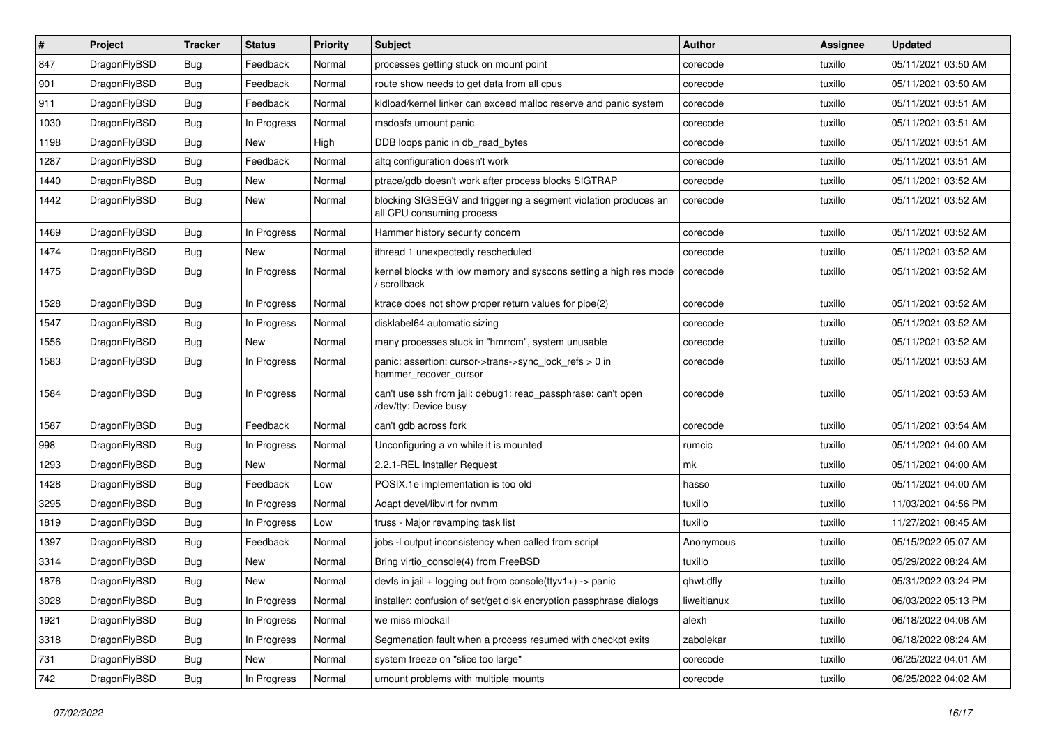| # | Project | Tracker | Status | Priority | Subject | Author | Assignee | Updated |
|---|---|---|---|---|---|---|---|---|
| 847 | DragonFlyBSD | Bug | Feedback | Normal | processes getting stuck on mount point | corecode | tuxillo | 05/11/2021 03:50 AM |
| 901 | DragonFlyBSD | Bug | Feedback | Normal | route show needs to get data from all cpus | corecode | tuxillo | 05/11/2021 03:50 AM |
| 911 | DragonFlyBSD | Bug | Feedback | Normal | kldload/kernel linker can exceed malloc reserve and panic system | corecode | tuxillo | 05/11/2021 03:51 AM |
| 1030 | DragonFlyBSD | Bug | In Progress | Normal | msdosfs umount panic | corecode | tuxillo | 05/11/2021 03:51 AM |
| 1198 | DragonFlyBSD | Bug | New | High | DDB loops panic in db_read_bytes | corecode | tuxillo | 05/11/2021 03:51 AM |
| 1287 | DragonFlyBSD | Bug | Feedback | Normal | altq configuration doesn't work | corecode | tuxillo | 05/11/2021 03:51 AM |
| 1440 | DragonFlyBSD | Bug | New | Normal | ptrace/gdb doesn't work after process blocks SIGTRAP | corecode | tuxillo | 05/11/2021 03:52 AM |
| 1442 | DragonFlyBSD | Bug | New | Normal | blocking SIGSEGV and triggering a segment violation produces an all CPU consuming process | corecode | tuxillo | 05/11/2021 03:52 AM |
| 1469 | DragonFlyBSD | Bug | In Progress | Normal | Hammer history security concern | corecode | tuxillo | 05/11/2021 03:52 AM |
| 1474 | DragonFlyBSD | Bug | New | Normal | ithread 1 unexpectedly rescheduled | corecode | tuxillo | 05/11/2021 03:52 AM |
| 1475 | DragonFlyBSD | Bug | In Progress | Normal | kernel blocks with low memory and syscons setting a high res mode / scrollback | corecode | tuxillo | 05/11/2021 03:52 AM |
| 1528 | DragonFlyBSD | Bug | In Progress | Normal | ktrace does not show proper return values for pipe(2) | corecode | tuxillo | 05/11/2021 03:52 AM |
| 1547 | DragonFlyBSD | Bug | In Progress | Normal | disklabel64 automatic sizing | corecode | tuxillo | 05/11/2021 03:52 AM |
| 1556 | DragonFlyBSD | Bug | New | Normal | many processes stuck in "hmrrcm", system unusable | corecode | tuxillo | 05/11/2021 03:52 AM |
| 1583 | DragonFlyBSD | Bug | In Progress | Normal | panic: assertion: cursor->trans->sync_lock_refs > 0 in hammer_recover_cursor | corecode | tuxillo | 05/11/2021 03:53 AM |
| 1584 | DragonFlyBSD | Bug | In Progress | Normal | can't use ssh from jail: debug1: read_passphrase: can't open /dev/tty: Device busy | corecode | tuxillo | 05/11/2021 03:53 AM |
| 1587 | DragonFlyBSD | Bug | Feedback | Normal | can't gdb across fork | corecode | tuxillo | 05/11/2021 03:54 AM |
| 998 | DragonFlyBSD | Bug | In Progress | Normal | Unconfiguring a vn while it is mounted | rumcic | tuxillo | 05/11/2021 04:00 AM |
| 1293 | DragonFlyBSD | Bug | New | Normal | 2.2.1-REL Installer Request | mk | tuxillo | 05/11/2021 04:00 AM |
| 1428 | DragonFlyBSD | Bug | Feedback | Low | POSIX.1e implementation is too old | hasso | tuxillo | 05/11/2021 04:00 AM |
| 3295 | DragonFlyBSD | Bug | In Progress | Normal | Adapt devel/libvirt for nvmm | tuxillo | tuxillo | 11/03/2021 04:56 PM |
| 1819 | DragonFlyBSD | Bug | In Progress | Low | truss - Major revamping task list | tuxillo | tuxillo | 11/27/2021 08:45 AM |
| 1397 | DragonFlyBSD | Bug | Feedback | Normal | jobs -l output inconsistency when called from script | Anonymous | tuxillo | 05/15/2022 05:07 AM |
| 3314 | DragonFlyBSD | Bug | New | Normal | Bring virtio_console(4) from FreeBSD | tuxillo | tuxillo | 05/29/2022 08:24 AM |
| 1876 | DragonFlyBSD | Bug | New | Normal | devfs in jail + logging out from console(ttyv1+) -> panic | qhwt.dfly | tuxillo | 05/31/2022 03:24 PM |
| 3028 | DragonFlyBSD | Bug | In Progress | Normal | installer: confusion of set/get disk encryption passphrase dialogs | liweitianux | tuxillo | 06/03/2022 05:13 PM |
| 1921 | DragonFlyBSD | Bug | In Progress | Normal | we miss mlockall | alexh | tuxillo | 06/18/2022 04:08 AM |
| 3318 | DragonFlyBSD | Bug | In Progress | Normal | Segmenation fault when a process resumed with checkpt exits | zabolekar | tuxillo | 06/18/2022 08:24 AM |
| 731 | DragonFlyBSD | Bug | New | Normal | system freeze on "slice too large" | corecode | tuxillo | 06/25/2022 04:01 AM |
| 742 | DragonFlyBSD | Bug | In Progress | Normal | umount problems with multiple mounts | corecode | tuxillo | 06/25/2022 04:02 AM |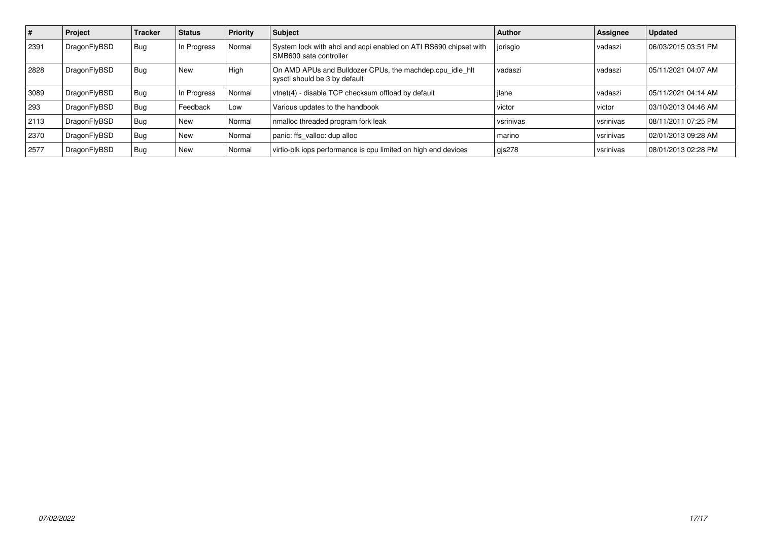| # | Project | Tracker | Status | Priority | Subject | Author | Assignee | Updated |
|---|---|---|---|---|---|---|---|---|
| 2391 | DragonFlyBSD | Bug | In Progress | Normal | System lock with ahci and acpi enabled on ATI RS690 chipset with SMB600 sata controller | jorisgio | vadaszi | 06/03/2015 03:51 PM |
| 2828 | DragonFlyBSD | Bug | New | High | On AMD APUs and Bulldozer CPUs, the machdep.cpu_idle_hlt sysctl should be 3 by default | vadaszi | vadaszi | 05/11/2021 04:07 AM |
| 3089 | DragonFlyBSD | Bug | In Progress | Normal | vtnet(4) - disable TCP checksum offload by default | jlane | vadaszi | 05/11/2021 04:14 AM |
| 293 | DragonFlyBSD | Bug | Feedback | Low | Various updates to the handbook | victor | victor | 03/10/2013 04:46 AM |
| 2113 | DragonFlyBSD | Bug | New | Normal | nmalloc threaded program fork leak | vsrinivas | vsrinivas | 08/11/2011 07:25 PM |
| 2370 | DragonFlyBSD | Bug | New | Normal | panic: ffs_valloc: dup alloc | marino | vsrinivas | 02/01/2013 09:28 AM |
| 2577 | DragonFlyBSD | Bug | New | Normal | virtio-blk iops performance is cpu limited on high end devices | gjs278 | vsrinivas | 08/01/2013 02:28 PM |